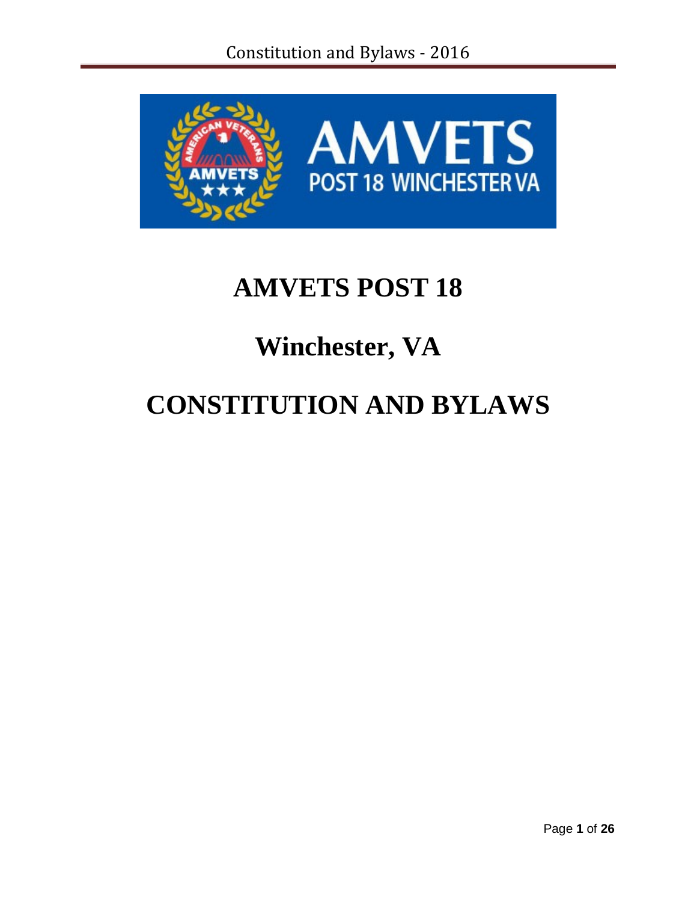# AMVETS POST 18

# Winchester, VA

# CONSTITUTION AND BYLAWS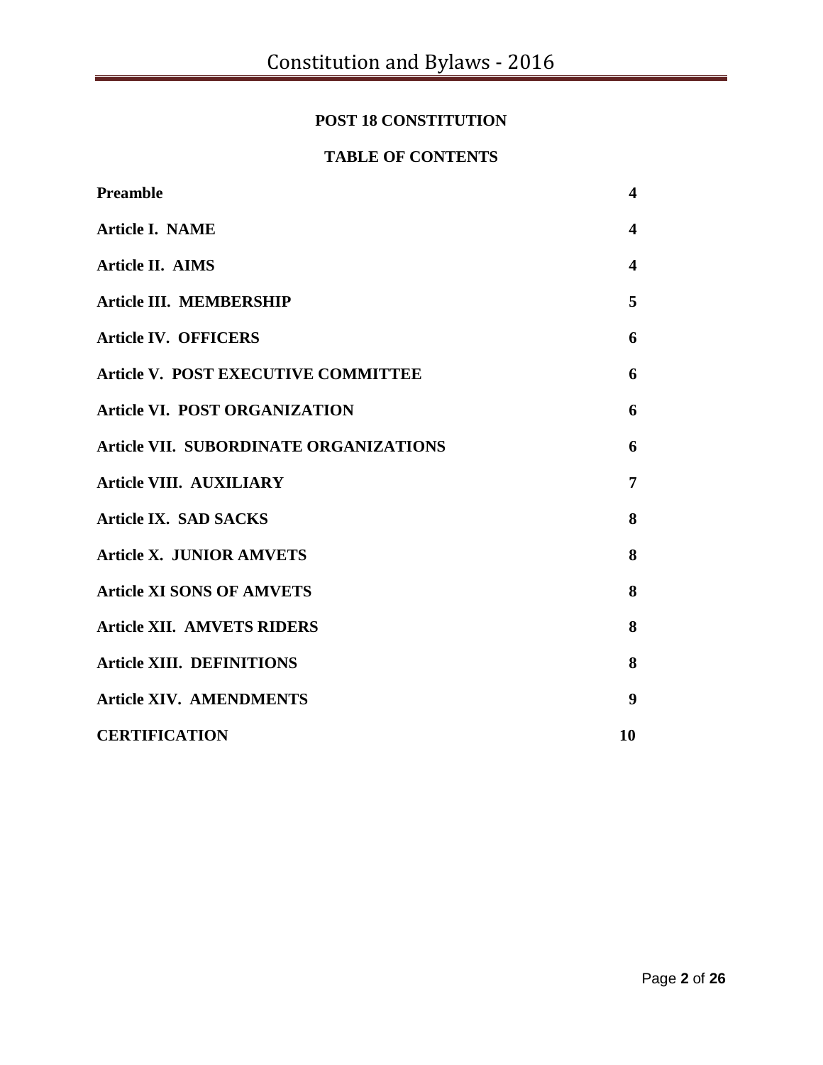## POST 18 CONSTITUTION

### TABLE OF CONTENTS

| | |
|---|---|
| **Preamble** | **4** |
| **Article I. NAME** | **4** |
| **Article II. AIMS** | **4** |
| **Article III. MEMBERSHIP** | **5** |
| **Article IV. OFFICERS** | **6** |
| **Article V. POST EXECUTIVE COMMITTEE** | **6** |
| **Article VI. POST ORGANIZATION** | **6** |
| **Article VII. SUBORDINATE ORGANIZATIONS** | **6** |
| **Article VIII. AUXILIARY** | **7** |
| **Article IX. SAD SACKS** | **8** |
| **Article X. JUNIOR AMVETS** | **8** |
| **Article XI SONS OF AMVETS** | **8** |
| **Article XII. AMVETS RIDERS** | **8** |
| **Article XIII. DEFINITIONS** | **8** |
| **Article XIV. AMENDMENTS** | **9** |
| **CERTIFICATION** | **10** |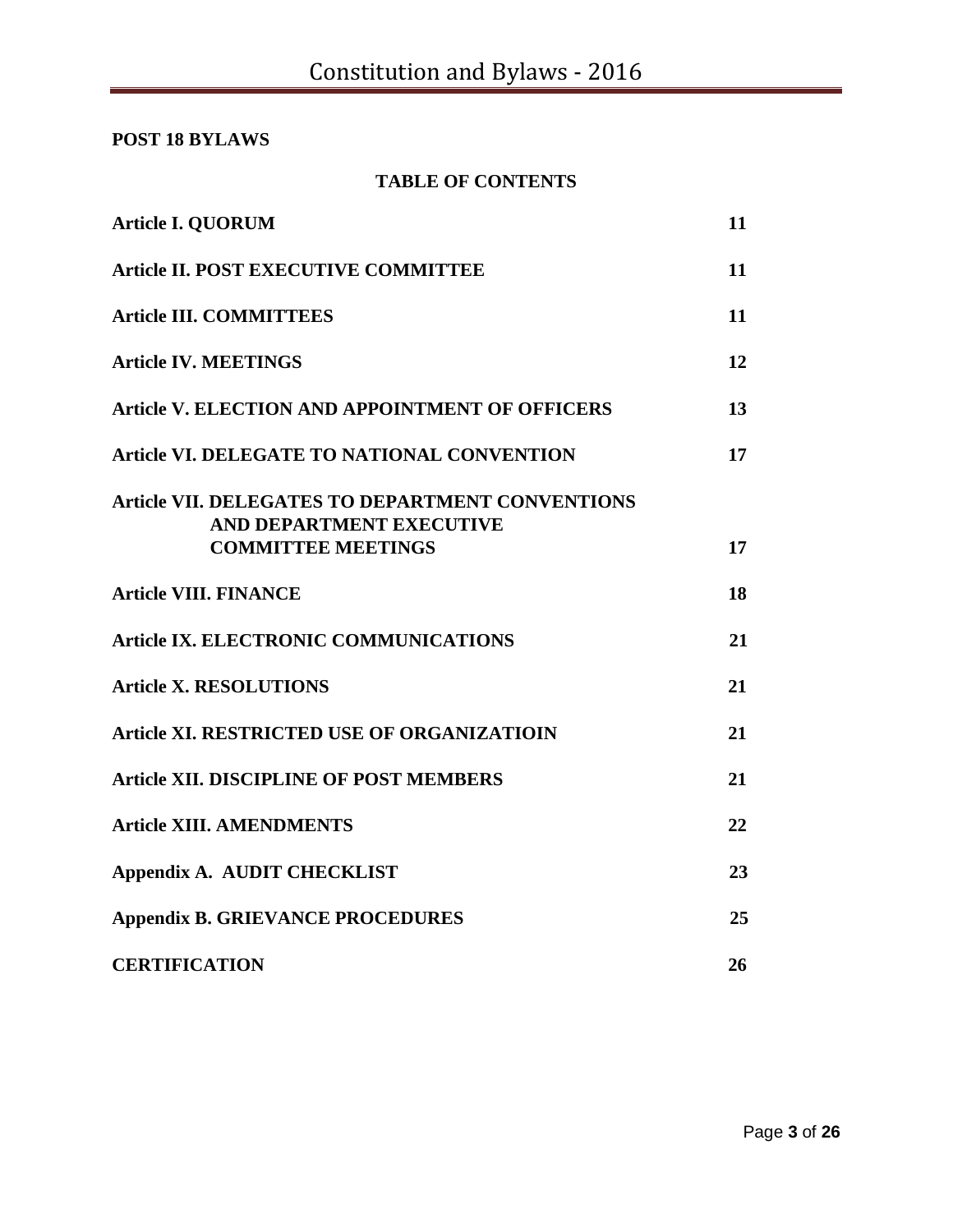**POST 18 BYLAWS**

**TABLE OF CONTENTS**

| | |
|---|---|
| **Article I. QUORUM** | **11** |
| **Article II. POST EXECUTIVE COMMITTEE** | **11** |
| **Article III. COMMITTEES** | **11** |
| **Article IV. MEETINGS** | **12** |
| **Article V. ELECTION AND APPOINTMENT OF OFFICERS** | **13** |
| **Article VI. DELEGATE TO NATIONAL CONVENTION** | **17** |
| **Article VII. DELEGATES TO DEPARTMENT CONVENTIONS AND DEPARTMENT EXECUTIVE COMMITTEE MEETINGS** | **17** |
| **Article VIII. FINANCE** | **18** |
| **Article IX. ELECTRONIC COMMUNICATIONS** | **21** |
| **Article X. RESOLUTIONS** | **21** |
| **Article XI. RESTRICTED USE OF ORGANIZATIOIN** | **21** |
| **Article XII. DISCIPLINE OF POST MEMBERS** | **21** |
| **Article XIII. AMENDMENTS** | **22** |
| **Appendix A. AUDIT CHECKLIST** | **23** |
| **Appendix B. GRIEVANCE PROCEDURES** | **25** |
| **CERTIFICATION** | **26** |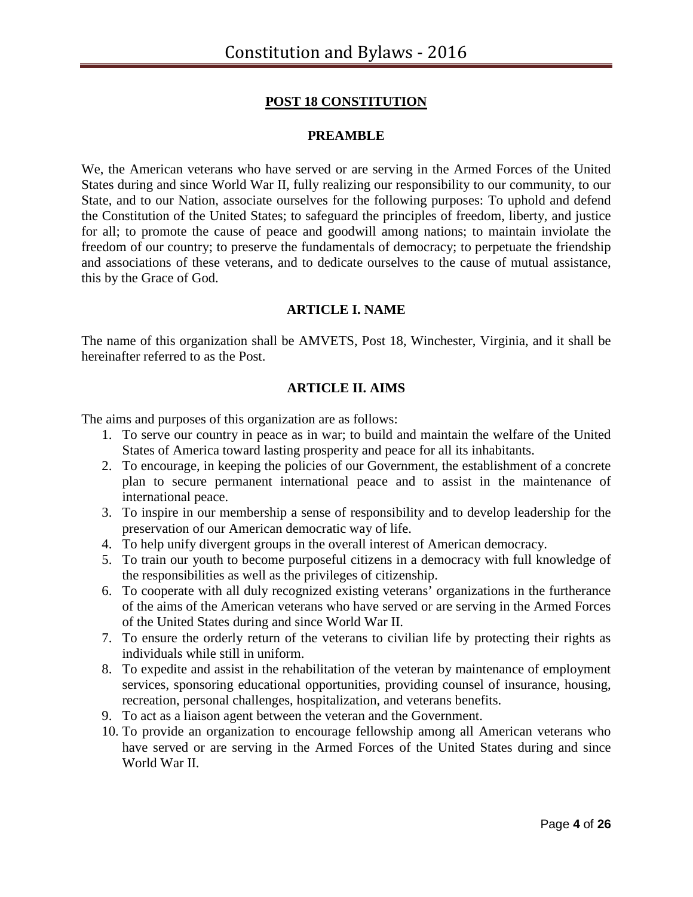# **POST 18 CONSTITUTION**

## PREAMBLE

We, the American veterans who have served or are serving in the Armed Forces of the United States during and since World War II, fully realizing our responsibility to our community, to our State, and to our Nation, associate ourselves for the following purposes: To uphold and defend the Constitution of the United States; to safeguard the principles of freedom, liberty, and justice for all; to promote the cause of peace and goodwill among nations; to maintain inviolate the freedom of our country; to preserve the fundamentals of democracy; to perpetuate the friendship and associations of these veterans, and to dedicate ourselves to the cause of mutual assistance, this by the Grace of God.

## ARTICLE I. NAME

The name of this organization shall be AMVETS, Post 18, Winchester, Virginia, and it shall be hereinafter referred to as the Post.

## ARTICLE II. AIMS

The aims and purposes of this organization are as follows:

1. To serve our country in peace as in war; to build and maintain the welfare of the United States of America toward lasting prosperity and peace for all its inhabitants.
2. To encourage, in keeping the policies of our Government, the establishment of a concrete plan to secure permanent international peace and to assist in the maintenance of international peace.
3. To inspire in our membership a sense of responsibility and to develop leadership for the preservation of our American democratic way of life.
4. To help unify divergent groups in the overall interest of American democracy.
5. To train our youth to become purposeful citizens in a democracy with full knowledge of the responsibilities as well as the privileges of citizenship.
6. To cooperate with all duly recognized existing veterans' organizations in the furtherance of the aims of the American veterans who have served or are serving in the Armed Forces of the United States during and since World War II.
7. To ensure the orderly return of the veterans to civilian life by protecting their rights as individuals while still in uniform.
8. To expedite and assist in the rehabilitation of the veteran by maintenance of employment services, sponsoring educational opportunities, providing counsel of insurance, housing, recreation, personal challenges, hospitalization, and veterans benefits.
9. To act as a liaison agent between the veteran and the Government.
10. To provide an organization to encourage fellowship among all American veterans who have served or are serving in the Armed Forces of the United States during and since World War II.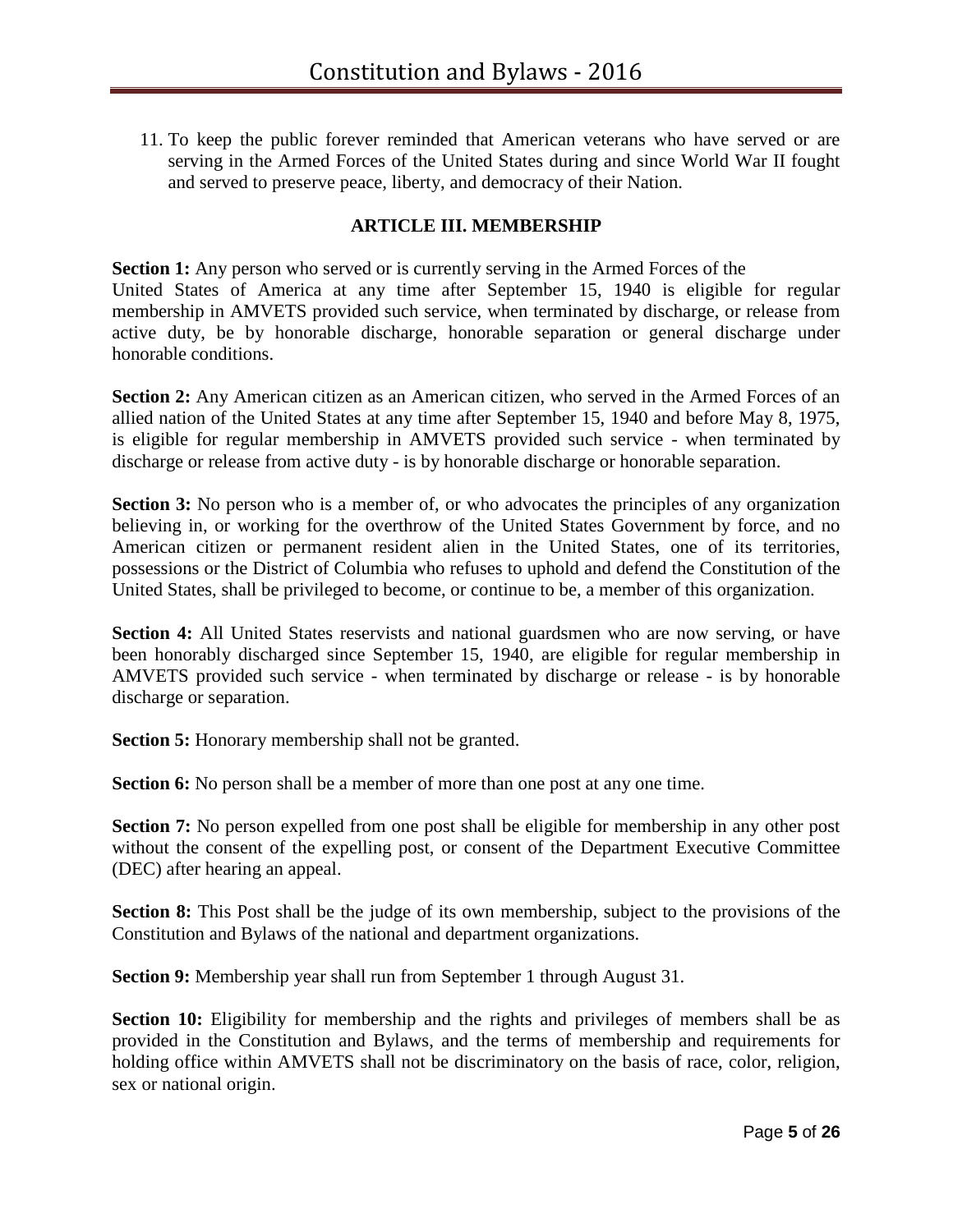11. To keep the public forever reminded that American veterans who have served or are serving in the Armed Forces of the United States during and since World War II fought and served to preserve peace, liberty, and democracy of their Nation.

## ARTICLE III. MEMBERSHIP

**Section 1:** Any person who served or is currently serving in the Armed Forces of the United States of America at any time after September 15, 1940 is eligible for regular membership in AMVETS provided such service, when terminated by discharge, or release from active duty, be by honorable discharge, honorable separation or general discharge under honorable conditions.

**Section 2:** Any American citizen as an American citizen, who served in the Armed Forces of an allied nation of the United States at any time after September 15, 1940 and before May 8, 1975, is eligible for regular membership in AMVETS provided such service - when terminated by discharge or release from active duty - is by honorable discharge or honorable separation.

**Section 3:** No person who is a member of, or who advocates the principles of any organization believing in, or working for the overthrow of the United States Government by force, and no American citizen or permanent resident alien in the United States, one of its territories, possessions or the District of Columbia who refuses to uphold and defend the Constitution of the United States, shall be privileged to become, or continue to be, a member of this organization.

**Section 4:** All United States reservists and national guardsmen who are now serving, or have been honorably discharged since September 15, 1940, are eligible for regular membership in AMVETS provided such service - when terminated by discharge or release - is by honorable discharge or separation.

**Section 5:** Honorary membership shall not be granted.

**Section 6:** No person shall be a member of more than one post at any one time.

**Section 7:** No person expelled from one post shall be eligible for membership in any other post without the consent of the expelling post, or consent of the Department Executive Committee (DEC) after hearing an appeal.

**Section 8:** This Post shall be the judge of its own membership, subject to the provisions of the Constitution and Bylaws of the national and department organizations.

**Section 9:** Membership year shall run from September 1 through August 31.

**Section 10:** Eligibility for membership and the rights and privileges of members shall be as provided in the Constitution and Bylaws, and the terms of membership and requirements for holding office within AMVETS shall not be discriminatory on the basis of race, color, religion, sex or national origin.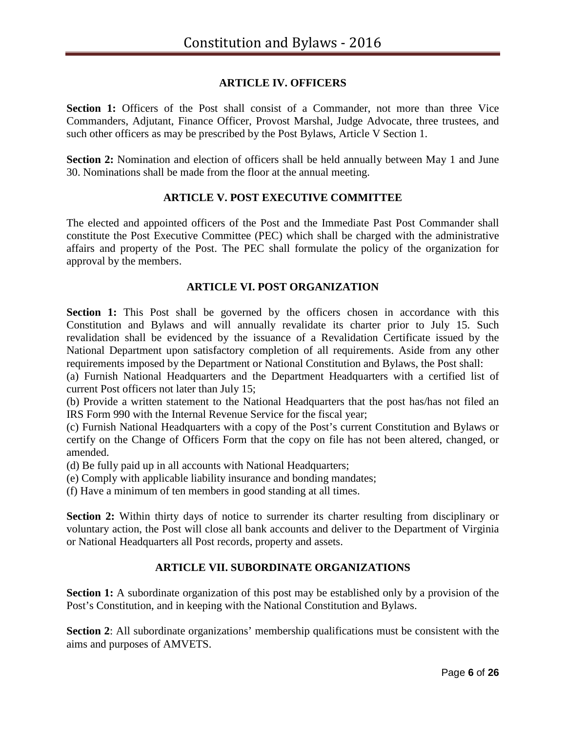## ARTICLE IV. OFFICERS

**Section 1:** Officers of the Post shall consist of a Commander, not more than three Vice Commanders, Adjutant, Finance Officer, Provost Marshal, Judge Advocate, three trustees, and such other officers as may be prescribed by the Post Bylaws, Article V Section 1.

**Section 2:** Nomination and election of officers shall be held annually between May 1 and June 30. Nominations shall be made from the floor at the annual meeting.

## ARTICLE V. POST EXECUTIVE COMMITTEE

The elected and appointed officers of the Post and the Immediate Past Post Commander shall constitute the Post Executive Committee (PEC) which shall be charged with the administrative affairs and property of the Post. The PEC shall formulate the policy of the organization for approval by the members.

## ARTICLE VI. POST ORGANIZATION

**Section 1:** This Post shall be governed by the officers chosen in accordance with this Constitution and Bylaws and will annually revalidate its charter prior to July 15. Such revalidation shall be evidenced by the issuance of a Revalidation Certificate issued by the National Department upon satisfactory completion of all requirements. Aside from any other requirements imposed by the Department or National Constitution and Bylaws, the Post shall:

(a) Furnish National Headquarters and the Department Headquarters with a certified list of current Post officers not later than July 15;

(b) Provide a written statement to the National Headquarters that the post has/has not filed an IRS Form 990 with the Internal Revenue Service for the fiscal year;

(c) Furnish National Headquarters with a copy of the Post's current Constitution and Bylaws or certify on the Change of Officers Form that the copy on file has not been altered, changed, or amended.

(d) Be fully paid up in all accounts with National Headquarters;

(e) Comply with applicable liability insurance and bonding mandates;

(f) Have a minimum of ten members in good standing at all times.

**Section 2:** Within thirty days of notice to surrender its charter resulting from disciplinary or voluntary action, the Post will close all bank accounts and deliver to the Department of Virginia or National Headquarters all Post records, property and assets.

## ARTICLE VII. SUBORDINATE ORGANIZATIONS

**Section 1:** A subordinate organization of this post may be established only by a provision of the Post's Constitution, and in keeping with the National Constitution and Bylaws.

**Section 2**: All subordinate organizations' membership qualifications must be consistent with the aims and purposes of AMVETS.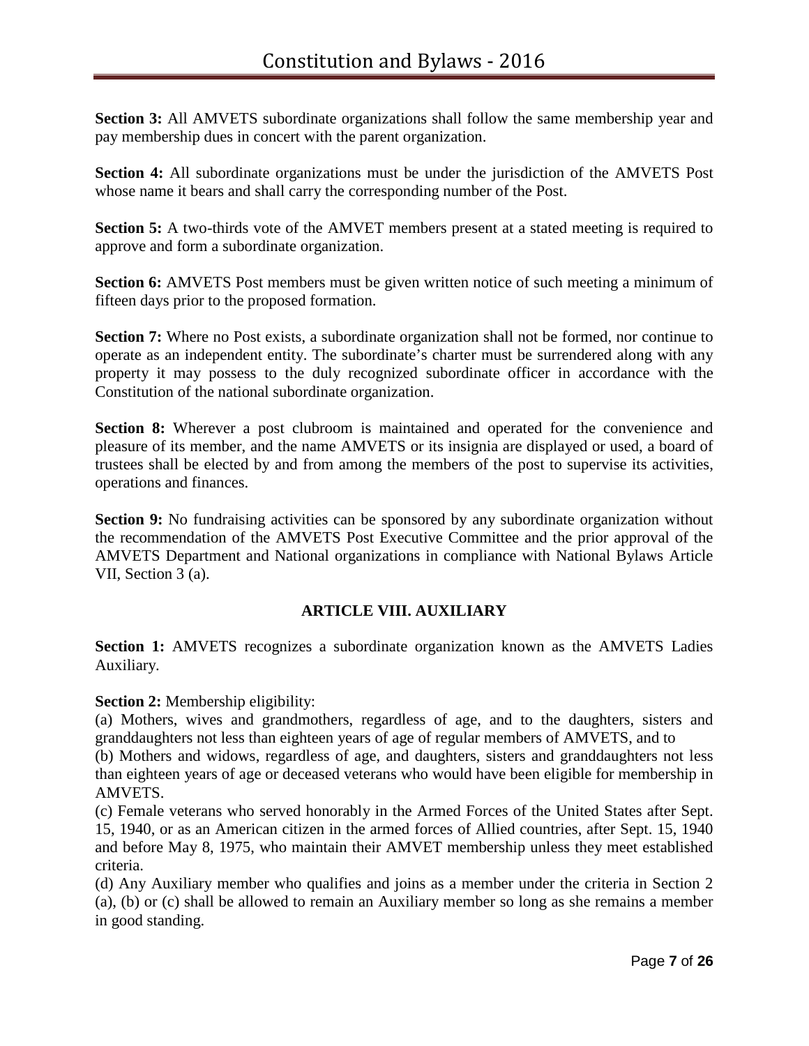**Section 3:** All AMVETS subordinate organizations shall follow the same membership year and pay membership dues in concert with the parent organization.

**Section 4:** All subordinate organizations must be under the jurisdiction of the AMVETS Post whose name it bears and shall carry the corresponding number of the Post.

**Section 5:** A two-thirds vote of the AMVET members present at a stated meeting is required to approve and form a subordinate organization.

**Section 6:** AMVETS Post members must be given written notice of such meeting a minimum of fifteen days prior to the proposed formation.

**Section 7:** Where no Post exists, a subordinate organization shall not be formed, nor continue to operate as an independent entity. The subordinate's charter must be surrendered along with any property it may possess to the duly recognized subordinate officer in accordance with the Constitution of the national subordinate organization.

**Section 8:** Wherever a post clubroom is maintained and operated for the convenience and pleasure of its member, and the name AMVETS or its insignia are displayed or used, a board of trustees shall be elected by and from among the members of the post to supervise its activities, operations and finances.

**Section 9:** No fundraising activities can be sponsored by any subordinate organization without the recommendation of the AMVETS Post Executive Committee and the prior approval of the AMVETS Department and National organizations in compliance with National Bylaws Article VII, Section 3 (a).

## ARTICLE VIII. AUXILIARY

**Section 1:** AMVETS recognizes a subordinate organization known as the AMVETS Ladies Auxiliary.

**Section 2:** Membership eligibility:

(a) Mothers, wives and grandmothers, regardless of age, and to the daughters, sisters and granddaughters not less than eighteen years of age of regular members of AMVETS, and to

(b) Mothers and widows, regardless of age, and daughters, sisters and granddaughters not less than eighteen years of age or deceased veterans who would have been eligible for membership in AMVETS.

(c) Female veterans who served honorably in the Armed Forces of the United States after Sept. 15, 1940, or as an American citizen in the armed forces of Allied countries, after Sept. 15, 1940 and before May 8, 1975, who maintain their AMVET membership unless they meet established criteria.

(d) Any Auxiliary member who qualifies and joins as a member under the criteria in Section 2 (a), (b) or (c) shall be allowed to remain an Auxiliary member so long as she remains a member in good standing.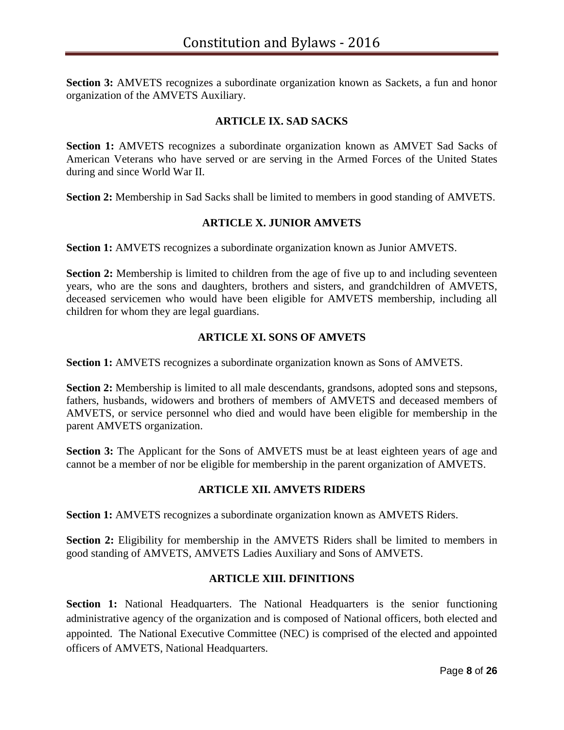**Section 3:** AMVETS recognizes a subordinate organization known as Sackets, a fun and honor organization of the AMVETS Auxiliary.

## ARTICLE IX. SAD SACKS

**Section 1:** AMVETS recognizes a subordinate organization known as AMVET Sad Sacks of American Veterans who have served or are serving in the Armed Forces of the United States during and since World War II.

**Section 2:** Membership in Sad Sacks shall be limited to members in good standing of AMVETS.

## ARTICLE X. JUNIOR AMVETS

**Section 1:** AMVETS recognizes a subordinate organization known as Junior AMVETS.

**Section 2:** Membership is limited to children from the age of five up to and including seventeen years, who are the sons and daughters, brothers and sisters, and grandchildren of AMVETS, deceased servicemen who would have been eligible for AMVETS membership, including all children for whom they are legal guardians.

## ARTICLE XI. SONS OF AMVETS

**Section 1:** AMVETS recognizes a subordinate organization known as Sons of AMVETS.

**Section 2:** Membership is limited to all male descendants, grandsons, adopted sons and stepsons, fathers, husbands, widowers and brothers of members of AMVETS and deceased members of AMVETS, or service personnel who died and would have been eligible for membership in the parent AMVETS organization.

**Section 3:** The Applicant for the Sons of AMVETS must be at least eighteen years of age and cannot be a member of nor be eligible for membership in the parent organization of AMVETS.

## ARTICLE XII. AMVETS RIDERS

**Section 1:** AMVETS recognizes a subordinate organization known as AMVETS Riders.

**Section 2:** Eligibility for membership in the AMVETS Riders shall be limited to members in good standing of AMVETS, AMVETS Ladies Auxiliary and Sons of AMVETS.

## ARTICLE XIII. DFINITIONS

**Section 1:** National Headquarters. The National Headquarters is the senior functioning administrative agency of the organization and is composed of National officers, both elected and appointed. The National Executive Committee (NEC) is comprised of the elected and appointed officers of AMVETS, National Headquarters.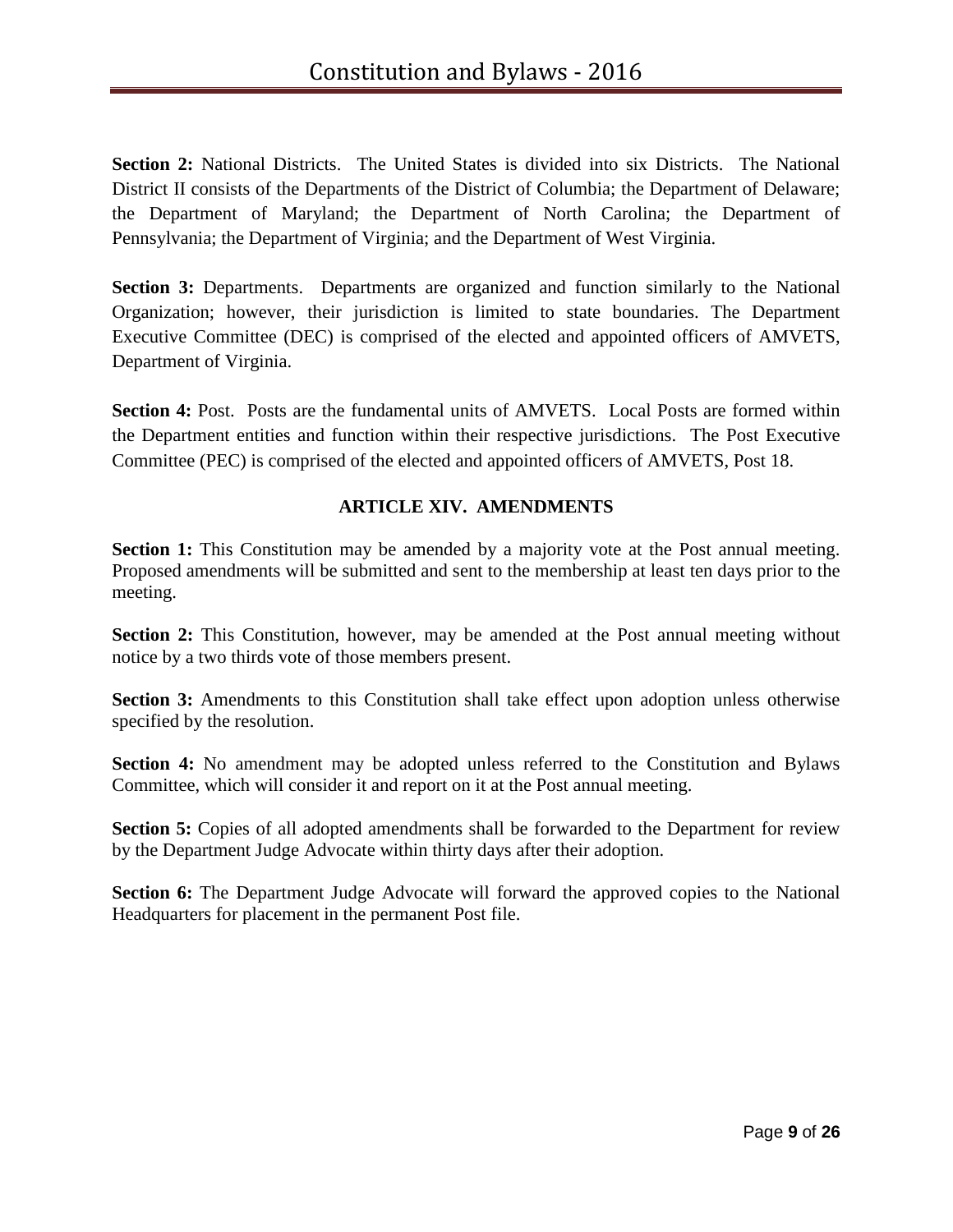**Section 2:** National Districts. The United States is divided into six Districts. The National District II consists of the Departments of the District of Columbia; the Department of Delaware; the Department of Maryland; the Department of North Carolina; the Department of Pennsylvania; the Department of Virginia; and the Department of West Virginia.

**Section 3:** Departments. Departments are organized and function similarly to the National Organization; however, their jurisdiction is limited to state boundaries. The Department Executive Committee (DEC) is comprised of the elected and appointed officers of AMVETS, Department of Virginia.

**Section 4:** Post. Posts are the fundamental units of AMVETS. Local Posts are formed within the Department entities and function within their respective jurisdictions. The Post Executive Committee (PEC) is comprised of the elected and appointed officers of AMVETS, Post 18.

## ARTICLE XIV. AMENDMENTS

**Section 1:** This Constitution may be amended by a majority vote at the Post annual meeting. Proposed amendments will be submitted and sent to the membership at least ten days prior to the meeting.

**Section 2:** This Constitution, however, may be amended at the Post annual meeting without notice by a two thirds vote of those members present.

**Section 3:** Amendments to this Constitution shall take effect upon adoption unless otherwise specified by the resolution.

**Section 4:** No amendment may be adopted unless referred to the Constitution and Bylaws Committee, which will consider it and report on it at the Post annual meeting.

**Section 5:** Copies of all adopted amendments shall be forwarded to the Department for review by the Department Judge Advocate within thirty days after their adoption.

**Section 6:** The Department Judge Advocate will forward the approved copies to the National Headquarters for placement in the permanent Post file.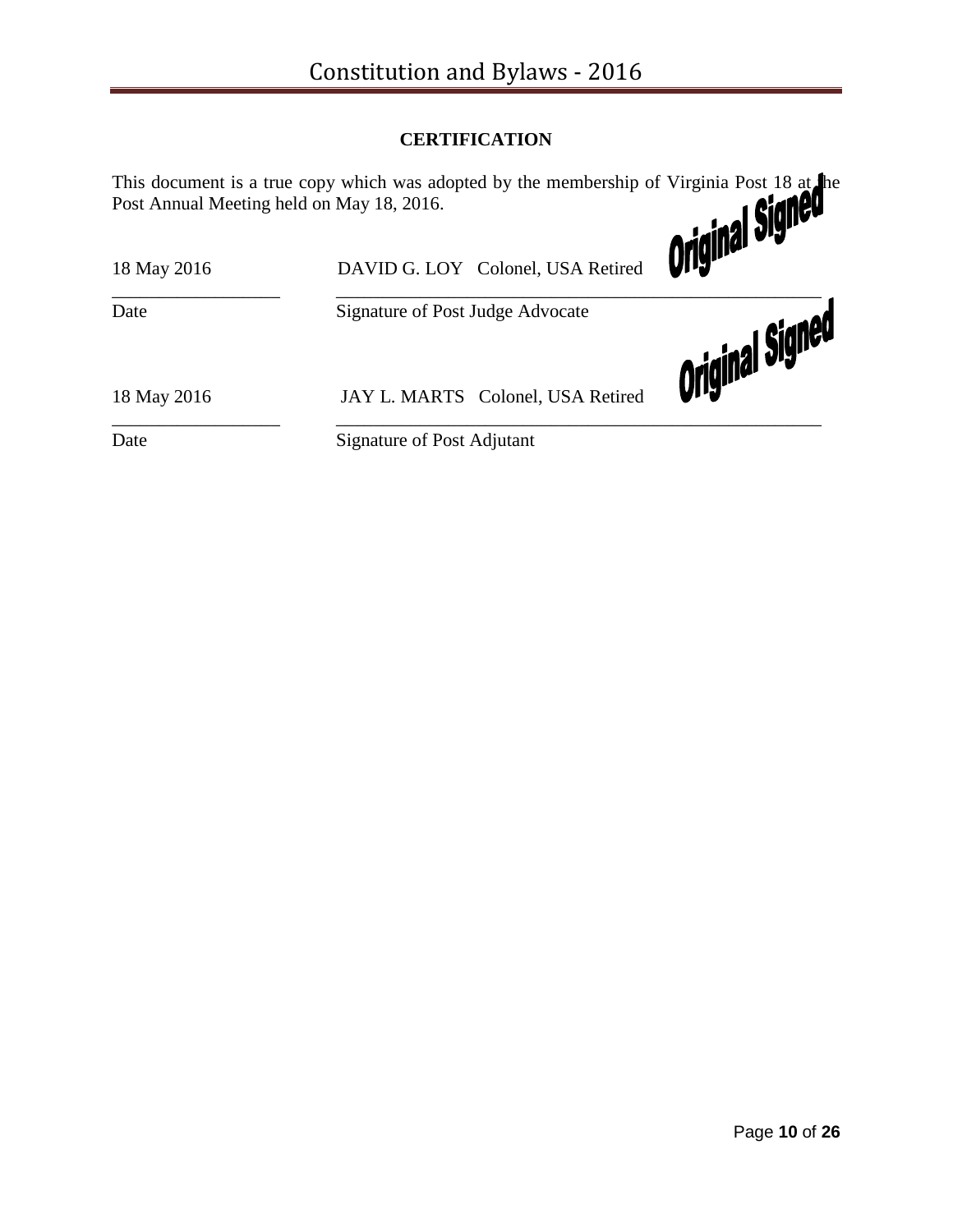**CERTIFICATION**

This document is a true copy which was adopted by the membership of Virginia Post 18 at the Post Annual Meeting held on May 18, 2016.

18 May 2016 DAVID G. LOY Colonel, USA Retired *Original Signed*

\_\_\_\_\_\_\_\_\_\_\_\_\_\_\_\_\_\_ \_\_\_\_\_\_\_\_\_\_\_\_\_\_\_\_\_\_\_\_\_\_\_\_\_\_\_\_\_\_\_\_\_\_\_\_\_\_\_\_\_\_\_\_\_\_\_\_\_\_

Date Signature of Post Judge Advocate

18 May 2016 JAY L. MARTS Colonel, USA Retired *Original Signed*

\_\_\_\_\_\_\_\_\_\_\_\_\_\_\_\_\_\_ \_\_\_\_\_\_\_\_\_\_\_\_\_\_\_\_\_\_\_\_\_\_\_\_\_\_\_\_\_\_\_\_\_\_\_\_\_\_\_\_\_\_\_\_\_\_\_\_\_\_

Date Signature of Post Adjutant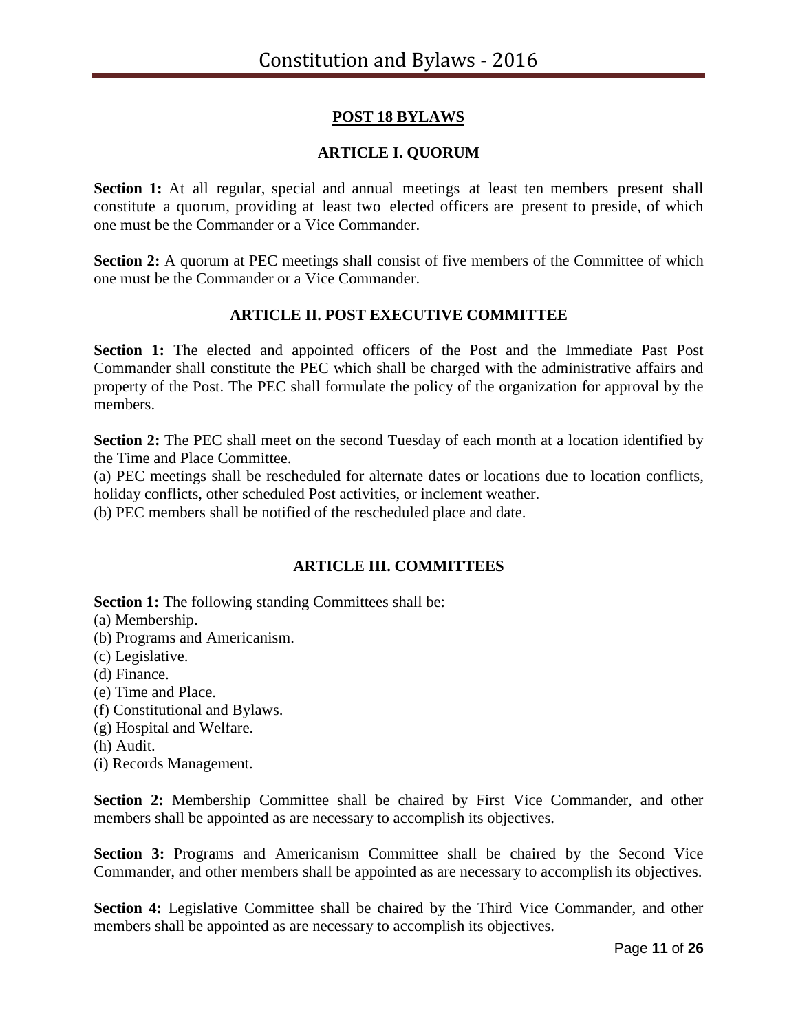## POST 18 BYLAWS

### ARTICLE I. QUORUM

**Section 1:** At all regular, special and annual meetings at least ten members present shall constitute a quorum, providing at least two elected officers are present to preside, of which one must be the Commander or a Vice Commander.

**Section 2:** A quorum at PEC meetings shall consist of five members of the Committee of which one must be the Commander or a Vice Commander.

### ARTICLE II. POST EXECUTIVE COMMITTEE

**Section 1:** The elected and appointed officers of the Post and the Immediate Past Post Commander shall constitute the PEC which shall be charged with the administrative affairs and property of the Post. The PEC shall formulate the policy of the organization for approval by the members.

**Section 2:** The PEC shall meet on the second Tuesday of each month at a location identified by the Time and Place Committee.
(a) PEC meetings shall be rescheduled for alternate dates or locations due to location conflicts, holiday conflicts, other scheduled Post activities, or inclement weather.
(b) PEC members shall be notified of the rescheduled place and date.

### ARTICLE III. COMMITTEES

**Section 1:** The following standing Committees shall be:
(a) Membership.
(b) Programs and Americanism.
(c) Legislative.
(d) Finance.
(e) Time and Place.
(f) Constitutional and Bylaws.
(g) Hospital and Welfare.
(h) Audit.
(i) Records Management.

**Section 2:** Membership Committee shall be chaired by First Vice Commander, and other members shall be appointed as are necessary to accomplish its objectives.

**Section 3:** Programs and Americanism Committee shall be chaired by the Second Vice Commander, and other members shall be appointed as are necessary to accomplish its objectives.

**Section 4:** Legislative Committee shall be chaired by the Third Vice Commander, and other members shall be appointed as are necessary to accomplish its objectives.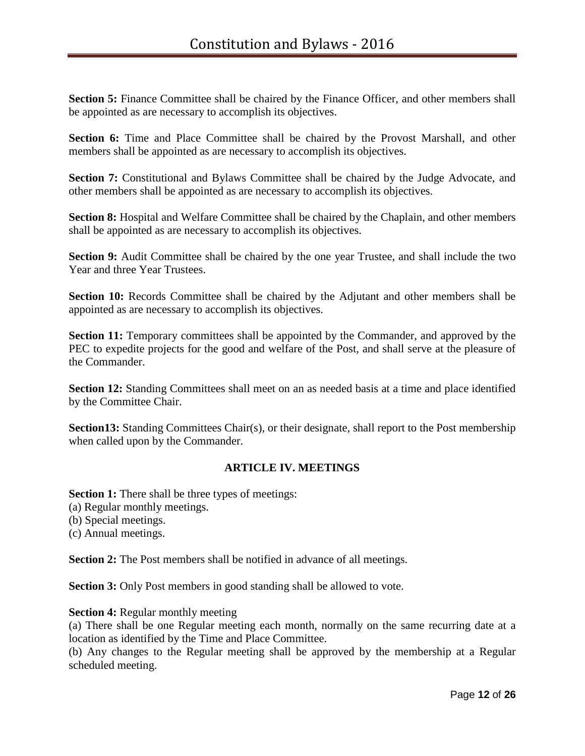**Section 5:** Finance Committee shall be chaired by the Finance Officer, and other members shall be appointed as are necessary to accomplish its objectives.

**Section 6:** Time and Place Committee shall be chaired by the Provost Marshall, and other members shall be appointed as are necessary to accomplish its objectives.

**Section 7:** Constitutional and Bylaws Committee shall be chaired by the Judge Advocate, and other members shall be appointed as are necessary to accomplish its objectives.

**Section 8:** Hospital and Welfare Committee shall be chaired by the Chaplain, and other members shall be appointed as are necessary to accomplish its objectives.

**Section 9:** Audit Committee shall be chaired by the one year Trustee, and shall include the two Year and three Year Trustees.

**Section 10:** Records Committee shall be chaired by the Adjutant and other members shall be appointed as are necessary to accomplish its objectives.

**Section 11:** Temporary committees shall be appointed by the Commander, and approved by the PEC to expedite projects for the good and welfare of the Post, and shall serve at the pleasure of the Commander.

**Section 12:** Standing Committees shall meet on an as needed basis at a time and place identified by the Committee Chair.

**Section13:** Standing Committees Chair(s), or their designate, shall report to the Post membership when called upon by the Commander.

## ARTICLE IV. MEETINGS

**Section 1:** There shall be three types of meetings:
(a) Regular monthly meetings.
(b) Special meetings.
(c) Annual meetings.

**Section 2:** The Post members shall be notified in advance of all meetings.

**Section 3:** Only Post members in good standing shall be allowed to vote.

**Section 4:** Regular monthly meeting
(a) There shall be one Regular meeting each month, normally on the same recurring date at a location as identified by the Time and Place Committee.
(b) Any changes to the Regular meeting shall be approved by the membership at a Regular scheduled meeting.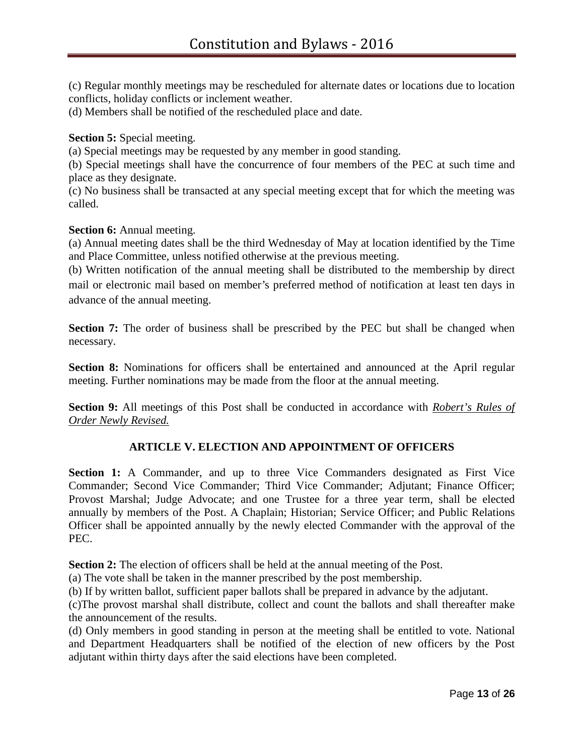(c) Regular monthly meetings may be rescheduled for alternate dates or locations due to location conflicts, holiday conflicts or inclement weather.
(d) Members shall be notified of the rescheduled place and date.

**Section 5:** Special meeting.
(a) Special meetings may be requested by any member in good standing.
(b) Special meetings shall have the concurrence of four members of the PEC at such time and place as they designate.
(c) No business shall be transacted at any special meeting except that for which the meeting was called.

**Section 6:** Annual meeting.
(a) Annual meeting dates shall be the third Wednesday of May at location identified by the Time and Place Committee, unless notified otherwise at the previous meeting.
(b) Written notification of the annual meeting shall be distributed to the membership by direct mail or electronic mail based on member's preferred method of notification at least ten days in advance of the annual meeting.

**Section 7:** The order of business shall be prescribed by the PEC but shall be changed when necessary.

**Section 8:** Nominations for officers shall be entertained and announced at the April regular meeting. Further nominations may be made from the floor at the annual meeting.

**Section 9:** All meetings of this Post shall be conducted in accordance with ***Robert's Rules of Order Newly Revised.***

## ARTICLE V. ELECTION AND APPOINTMENT OF OFFICERS

**Section 1:** A Commander, and up to three Vice Commanders designated as First Vice Commander; Second Vice Commander; Third Vice Commander; Adjutant; Finance Officer; Provost Marshal; Judge Advocate; and one Trustee for a three year term, shall be elected annually by members of the Post. A Chaplain; Historian; Service Officer; and Public Relations Officer shall be appointed annually by the newly elected Commander with the approval of the PEC.

**Section 2:** The election of officers shall be held at the annual meeting of the Post.
(a) The vote shall be taken in the manner prescribed by the post membership.
(b) If by written ballot, sufficient paper ballots shall be prepared in advance by the adjutant.
(c)The provost marshal shall distribute, collect and count the ballots and shall thereafter make the announcement of the results.
(d) Only members in good standing in person at the meeting shall be entitled to vote. National and Department Headquarters shall be notified of the election of new officers by the Post adjutant within thirty days after the said elections have been completed.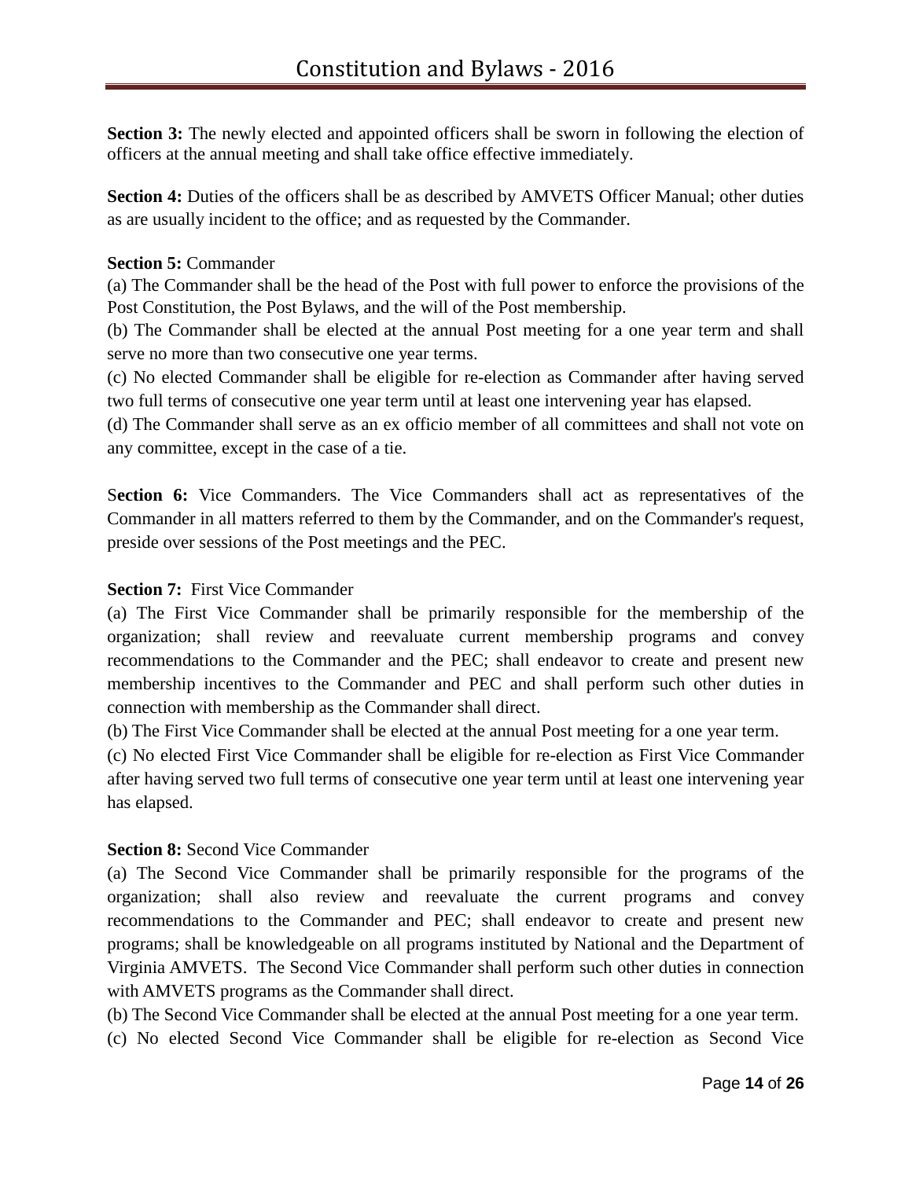**Section 3:** The newly elected and appointed officers shall be sworn in following the election of officers at the annual meeting and shall take office effective immediately.

**Section 4:** Duties of the officers shall be as described by AMVETS Officer Manual; other duties as are usually incident to the office; and as requested by the Commander.

**Section 5:** Commander

(a) The Commander shall be the head of the Post with full power to enforce the provisions of the Post Constitution, the Post Bylaws, and the will of the Post membership.

(b) The Commander shall be elected at the annual Post meeting for a one year term and shall serve no more than two consecutive one year terms.

(c) No elected Commander shall be eligible for re-election as Commander after having served two full terms of consecutive one year term until at least one intervening year has elapsed.

(d) The Commander shall serve as an ex officio member of all committees and shall not vote on any committee, except in the case of a tie.

S**ection 6:** Vice Commanders. The Vice Commanders shall act as representatives of the Commander in all matters referred to them by the Commander, and on the Commander's request, preside over sessions of the Post meetings and the PEC.

**Section 7:** First Vice Commander

(a) The First Vice Commander shall be primarily responsible for the membership of the organization; shall review and reevaluate current membership programs and convey recommendations to the Commander and the PEC; shall endeavor to create and present new membership incentives to the Commander and PEC and shall perform such other duties in connection with membership as the Commander shall direct.

(b) The First Vice Commander shall be elected at the annual Post meeting for a one year term.

(c) No elected First Vice Commander shall be eligible for re-election as First Vice Commander after having served two full terms of consecutive one year term until at least one intervening year has elapsed.

**Section 8:** Second Vice Commander

(a) The Second Vice Commander shall be primarily responsible for the programs of the organization; shall also review and reevaluate the current programs and convey recommendations to the Commander and PEC; shall endeavor to create and present new programs; shall be knowledgeable on all programs instituted by National and the Department of Virginia AMVETS. The Second Vice Commander shall perform such other duties in connection with AMVETS programs as the Commander shall direct.

(b) The Second Vice Commander shall be elected at the annual Post meeting for a one year term.

(c) No elected Second Vice Commander shall be eligible for re-election as Second Vice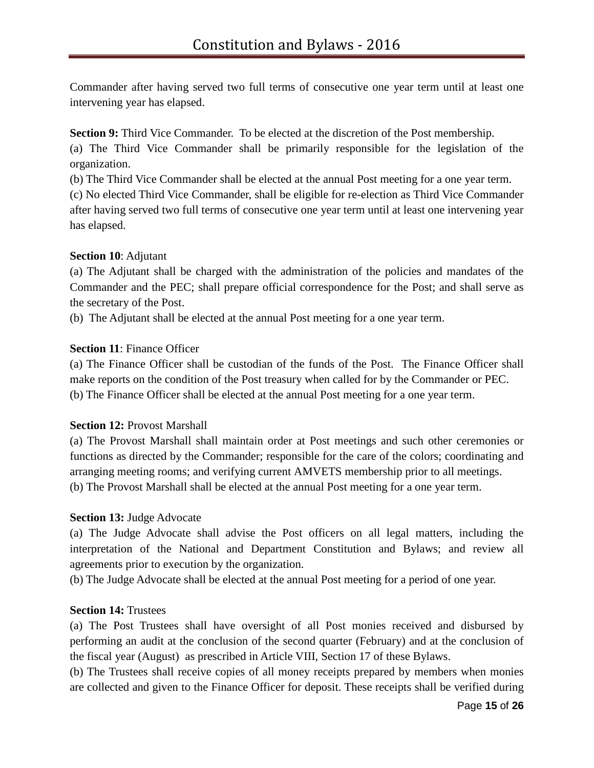Commander after having served two full terms of consecutive one year term until at least one intervening year has elapsed.

**Section 9:** Third Vice Commander. To be elected at the discretion of the Post membership.

(a) The Third Vice Commander shall be primarily responsible for the legislation of the organization.

(b) The Third Vice Commander shall be elected at the annual Post meeting for a one year term.

(c) No elected Third Vice Commander, shall be eligible for re-election as Third Vice Commander after having served two full terms of consecutive one year term until at least one intervening year has elapsed.

**Section 10**: Adjutant

(a) The Adjutant shall be charged with the administration of the policies and mandates of the Commander and the PEC; shall prepare official correspondence for the Post; and shall serve as the secretary of the Post.

(b) The Adjutant shall be elected at the annual Post meeting for a one year term.

**Section 11**: Finance Officer

(a) The Finance Officer shall be custodian of the funds of the Post. The Finance Officer shall make reports on the condition of the Post treasury when called for by the Commander or PEC.

(b) The Finance Officer shall be elected at the annual Post meeting for a one year term.

**Section 12:** Provost Marshall

(a) The Provost Marshall shall maintain order at Post meetings and such other ceremonies or functions as directed by the Commander; responsible for the care of the colors; coordinating and arranging meeting rooms; and verifying current AMVETS membership prior to all meetings.

(b) The Provost Marshall shall be elected at the annual Post meeting for a one year term.

**Section 13:** Judge Advocate

(a) The Judge Advocate shall advise the Post officers on all legal matters, including the interpretation of the National and Department Constitution and Bylaws; and review all agreements prior to execution by the organization.

(b) The Judge Advocate shall be elected at the annual Post meeting for a period of one year.

**Section 14:** Trustees

(a) The Post Trustees shall have oversight of all Post monies received and disbursed by performing an audit at the conclusion of the second quarter (February) and at the conclusion of the fiscal year (August) as prescribed in Article VIII, Section 17 of these Bylaws.

(b) The Trustees shall receive copies of all money receipts prepared by members when monies are collected and given to the Finance Officer for deposit. These receipts shall be verified during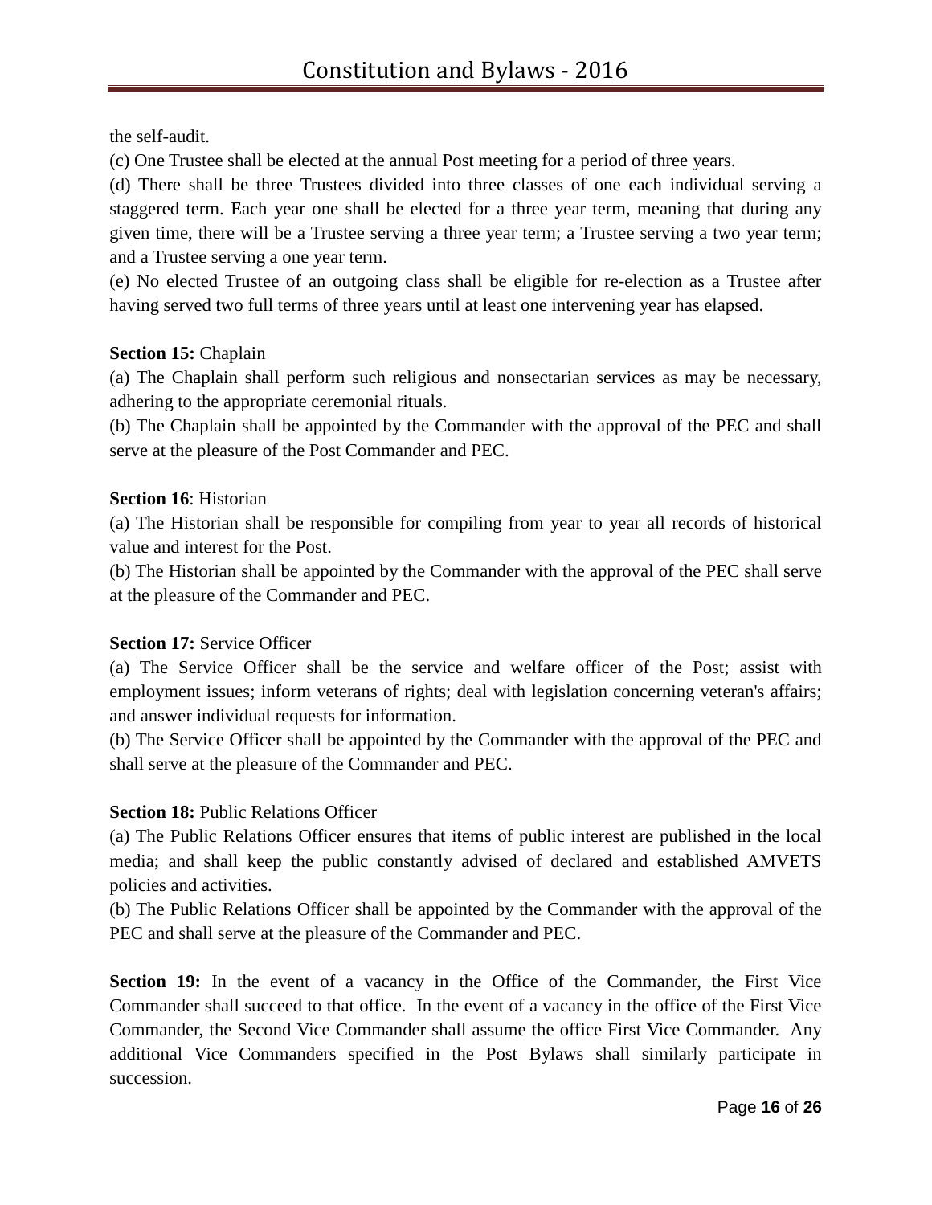the self-audit.

(c) One Trustee shall be elected at the annual Post meeting for a period of three years.

(d) There shall be three Trustees divided into three classes of one each individual serving a staggered term. Each year one shall be elected for a three year term, meaning that during any given time, there will be a Trustee serving a three year term; a Trustee serving a two year term; and a Trustee serving a one year term.

(e) No elected Trustee of an outgoing class shall be eligible for re-election as a Trustee after having served two full terms of three years until at least one intervening year has elapsed.

**Section 15:** Chaplain

(a) The Chaplain shall perform such religious and nonsectarian services as may be necessary, adhering to the appropriate ceremonial rituals.

(b) The Chaplain shall be appointed by the Commander with the approval of the PEC and shall serve at the pleasure of the Post Commander and PEC.

**Section 16**: Historian

(a) The Historian shall be responsible for compiling from year to year all records of historical value and interest for the Post.

(b) The Historian shall be appointed by the Commander with the approval of the PEC shall serve at the pleasure of the Commander and PEC.

**Section 17:** Service Officer

(a) The Service Officer shall be the service and welfare officer of the Post; assist with employment issues; inform veterans of rights; deal with legislation concerning veteran's affairs; and answer individual requests for information.

(b) The Service Officer shall be appointed by the Commander with the approval of the PEC and shall serve at the pleasure of the Commander and PEC.

**Section 18:** Public Relations Officer

(a) The Public Relations Officer ensures that items of public interest are published in the local media; and shall keep the public constantly advised of declared and established AMVETS policies and activities.

(b) The Public Relations Officer shall be appointed by the Commander with the approval of the PEC and shall serve at the pleasure of the Commander and PEC.

**Section 19:** In the event of a vacancy in the Office of the Commander, the First Vice Commander shall succeed to that office. In the event of a vacancy in the office of the First Vice Commander, the Second Vice Commander shall assume the office First Vice Commander. Any additional Vice Commanders specified in the Post Bylaws shall similarly participate in succession.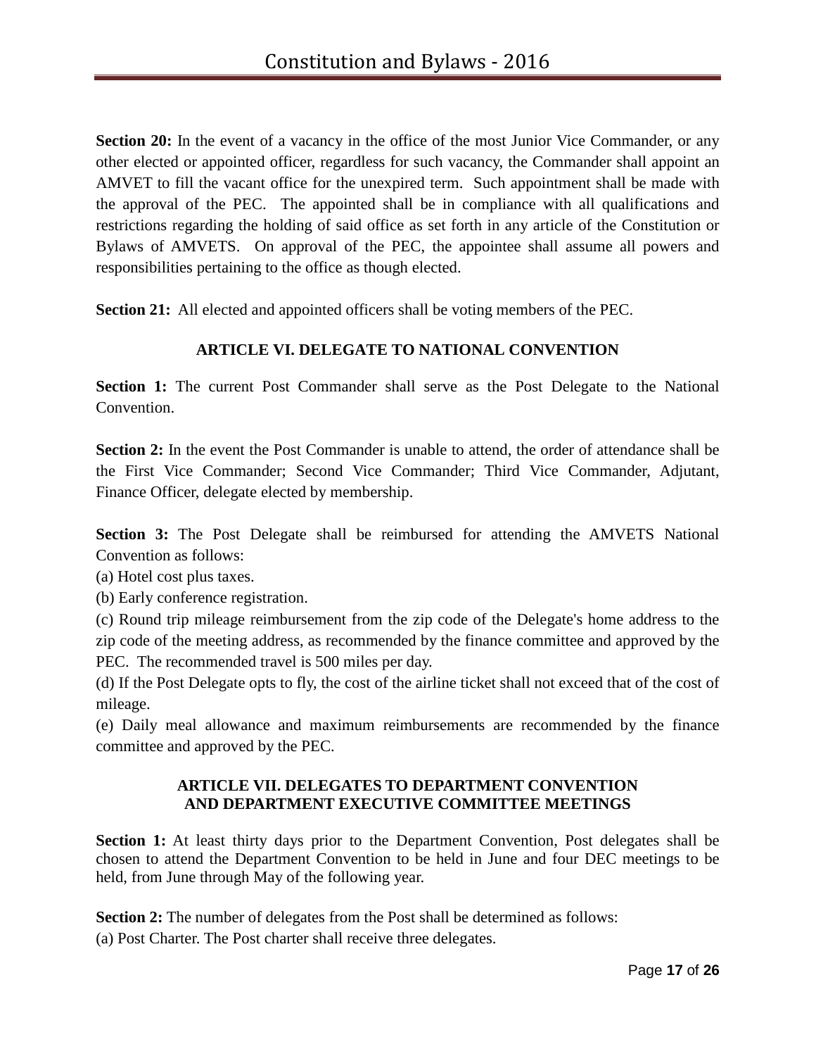**Section 20:** In the event of a vacancy in the office of the most Junior Vice Commander, or any other elected or appointed officer, regardless for such vacancy, the Commander shall appoint an AMVET to fill the vacant office for the unexpired term. Such appointment shall be made with the approval of the PEC. The appointed shall be in compliance with all qualifications and restrictions regarding the holding of said office as set forth in any article of the Constitution or Bylaws of AMVETS. On approval of the PEC, the appointee shall assume all powers and responsibilities pertaining to the office as though elected.

**Section 21:** All elected and appointed officers shall be voting members of the PEC.

## ARTICLE VI. DELEGATE TO NATIONAL CONVENTION

**Section 1:** The current Post Commander shall serve as the Post Delegate to the National Convention.

**Section 2:** In the event the Post Commander is unable to attend, the order of attendance shall be the First Vice Commander; Second Vice Commander; Third Vice Commander, Adjutant, Finance Officer, delegate elected by membership.

**Section 3:** The Post Delegate shall be reimbursed for attending the AMVETS National Convention as follows:

(a) Hotel cost plus taxes.

(b) Early conference registration.

(c) Round trip mileage reimbursement from the zip code of the Delegate's home address to the zip code of the meeting address, as recommended by the finance committee and approved by the PEC. The recommended travel is 500 miles per day.

(d) If the Post Delegate opts to fly, the cost of the airline ticket shall not exceed that of the cost of mileage.

(e) Daily meal allowance and maximum reimbursements are recommended by the finance committee and approved by the PEC.

## ARTICLE VII. DELEGATES TO DEPARTMENT CONVENTION AND DEPARTMENT EXECUTIVE COMMITTEE MEETINGS

**Section 1:** At least thirty days prior to the Department Convention, Post delegates shall be chosen to attend the Department Convention to be held in June and four DEC meetings to be held, from June through May of the following year.

**Section 2:** The number of delegates from the Post shall be determined as follows:

(a) Post Charter. The Post charter shall receive three delegates.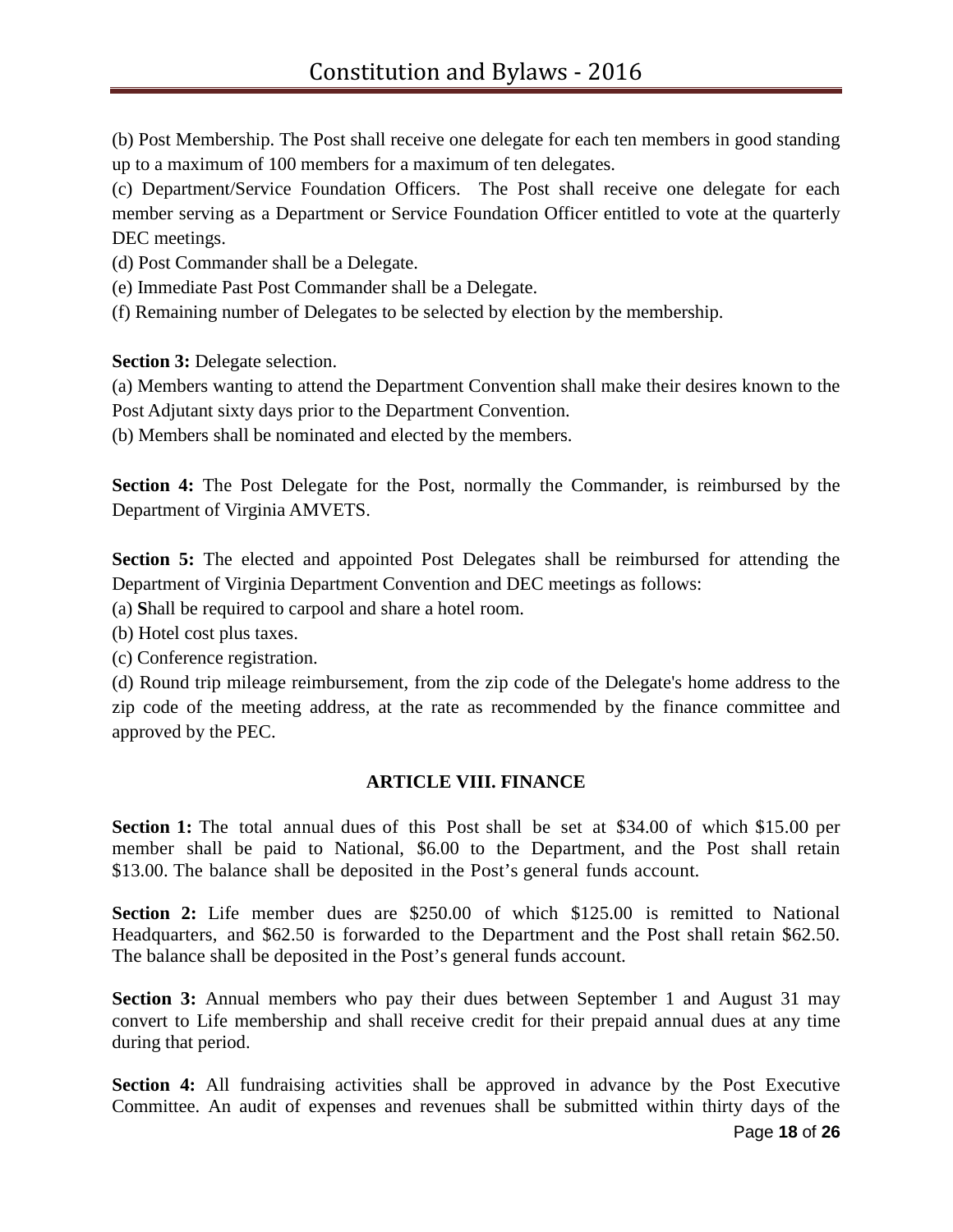(b) Post Membership. The Post shall receive one delegate for each ten members in good standing up to a maximum of 100 members for a maximum of ten delegates.

(c) Department/Service Foundation Officers. The Post shall receive one delegate for each member serving as a Department or Service Foundation Officer entitled to vote at the quarterly DEC meetings.

(d) Post Commander shall be a Delegate.

(e) Immediate Past Post Commander shall be a Delegate.

(f) Remaining number of Delegates to be selected by election by the membership.

**Section 3:** Delegate selection.

(a) Members wanting to attend the Department Convention shall make their desires known to the Post Adjutant sixty days prior to the Department Convention.

(b) Members shall be nominated and elected by the members.

**Section 4:** The Post Delegate for the Post, normally the Commander, is reimbursed by the Department of Virginia AMVETS.

**Section 5:** The elected and appointed Post Delegates shall be reimbursed for attending the Department of Virginia Department Convention and DEC meetings as follows:

(a) **S**hall be required to carpool and share a hotel room.

(b) Hotel cost plus taxes.

(c) Conference registration.

(d) Round trip mileage reimbursement, from the zip code of the Delegate's home address to the zip code of the meeting address, at the rate as recommended by the finance committee and approved by the PEC.

## ARTICLE VIII. FINANCE

**Section 1:** The total annual dues of this Post shall be set at $34.00 of which $15.00 per member shall be paid to National, $6.00 to the Department, and the Post shall retain $13.00. The balance shall be deposited in the Post's general funds account.

**Section 2:** Life member dues are $250.00 of which $125.00 is remitted to National Headquarters, and $62.50 is forwarded to the Department and the Post shall retain $62.50. The balance shall be deposited in the Post's general funds account.

**Section 3:** Annual members who pay their dues between September 1 and August 31 may convert to Life membership and shall receive credit for their prepaid annual dues at any time during that period.

**Section 4:** All fundraising activities shall be approved in advance by the Post Executive Committee. An audit of expenses and revenues shall be submitted within thirty days of the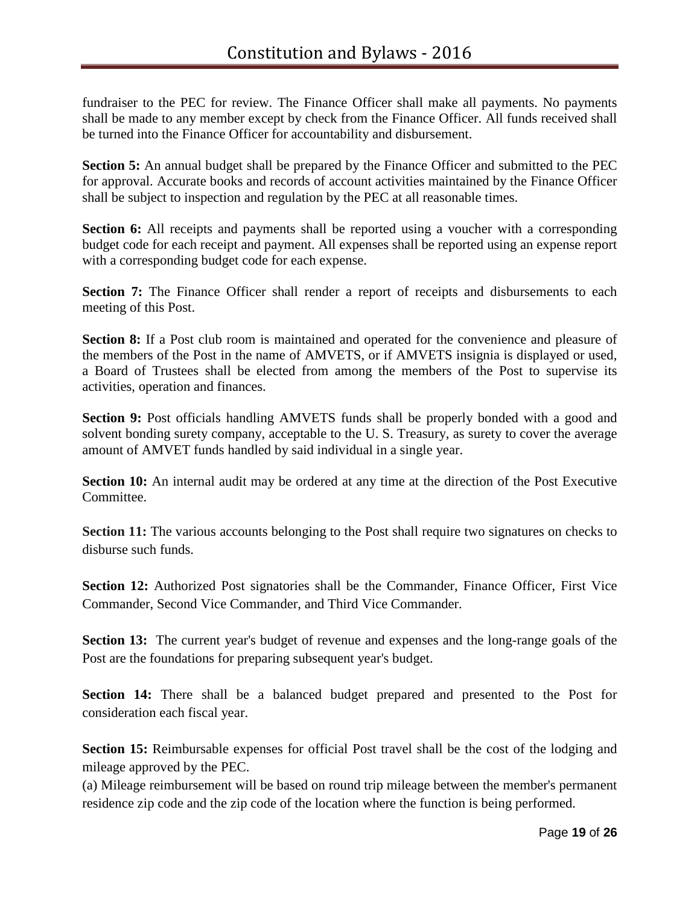fundraiser to the PEC for review. The Finance Officer shall make all payments. No payments shall be made to any member except by check from the Finance Officer. All funds received shall be turned into the Finance Officer for accountability and disbursement.

**Section 5:** An annual budget shall be prepared by the Finance Officer and submitted to the PEC for approval. Accurate books and records of account activities maintained by the Finance Officer shall be subject to inspection and regulation by the PEC at all reasonable times.

**Section 6:** All receipts and payments shall be reported using a voucher with a corresponding budget code for each receipt and payment. All expenses shall be reported using an expense report with a corresponding budget code for each expense.

**Section 7:** The Finance Officer shall render a report of receipts and disbursements to each meeting of this Post.

**Section 8:** If a Post club room is maintained and operated for the convenience and pleasure of the members of the Post in the name of AMVETS, or if AMVETS insignia is displayed or used, a Board of Trustees shall be elected from among the members of the Post to supervise its activities, operation and finances.

**Section 9:** Post officials handling AMVETS funds shall be properly bonded with a good and solvent bonding surety company, acceptable to the U. S. Treasury, as surety to cover the average amount of AMVET funds handled by said individual in a single year.

**Section 10:** An internal audit may be ordered at any time at the direction of the Post Executive Committee.

**Section 11:** The various accounts belonging to the Post shall require two signatures on checks to disburse such funds.

**Section 12:** Authorized Post signatories shall be the Commander, Finance Officer, First Vice Commander, Second Vice Commander, and Third Vice Commander.

**Section 13:** The current year's budget of revenue and expenses and the long-range goals of the Post are the foundations for preparing subsequent year's budget.

**Section 14:** There shall be a balanced budget prepared and presented to the Post for consideration each fiscal year.

**Section 15:** Reimbursable expenses for official Post travel shall be the cost of the lodging and mileage approved by the PEC.

(a) Mileage reimbursement will be based on round trip mileage between the member's permanent residence zip code and the zip code of the location where the function is being performed.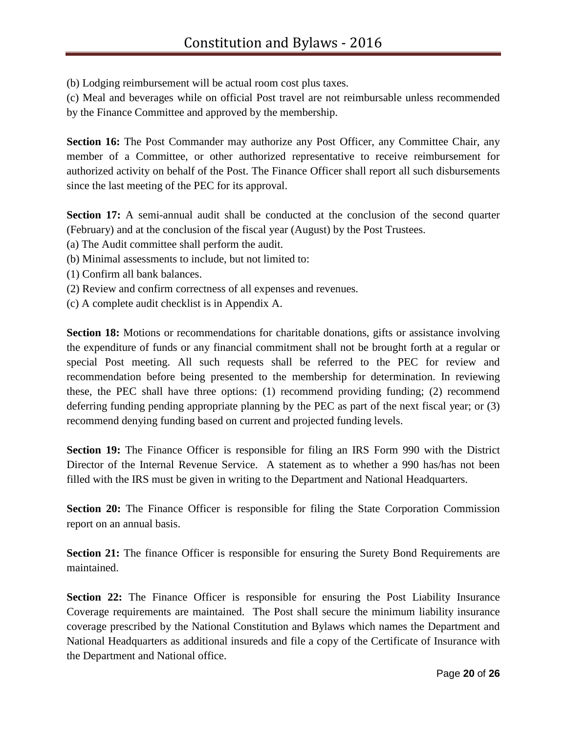(b) Lodging reimbursement will be actual room cost plus taxes.

(c) Meal and beverages while on official Post travel are not reimbursable unless recommended by the Finance Committee and approved by the membership.

**Section 16:** The Post Commander may authorize any Post Officer, any Committee Chair, any member of a Committee, or other authorized representative to receive reimbursement for authorized activity on behalf of the Post. The Finance Officer shall report all such disbursements since the last meeting of the PEC for its approval.

**Section 17:** A semi-annual audit shall be conducted at the conclusion of the second quarter (February) and at the conclusion of the fiscal year (August) by the Post Trustees.

(a) The Audit committee shall perform the audit.

(b) Minimal assessments to include, but not limited to:

(1) Confirm all bank balances.

(2) Review and confirm correctness of all expenses and revenues.

(c) A complete audit checklist is in Appendix A.

**Section 18:** Motions or recommendations for charitable donations, gifts or assistance involving the expenditure of funds or any financial commitment shall not be brought forth at a regular or special Post meeting. All such requests shall be referred to the PEC for review and recommendation before being presented to the membership for determination. In reviewing these, the PEC shall have three options: (1) recommend providing funding; (2) recommend deferring funding pending appropriate planning by the PEC as part of the next fiscal year; or (3) recommend denying funding based on current and projected funding levels.

**Section 19:** The Finance Officer is responsible for filing an IRS Form 990 with the District Director of the Internal Revenue Service. A statement as to whether a 990 has/has not been filled with the IRS must be given in writing to the Department and National Headquarters.

**Section 20:** The Finance Officer is responsible for filing the State Corporation Commission report on an annual basis.

**Section 21:** The finance Officer is responsible for ensuring the Surety Bond Requirements are maintained.

**Section 22:** The Finance Officer is responsible for ensuring the Post Liability Insurance Coverage requirements are maintained. The Post shall secure the minimum liability insurance coverage prescribed by the National Constitution and Bylaws which names the Department and National Headquarters as additional insureds and file a copy of the Certificate of Insurance with the Department and National office.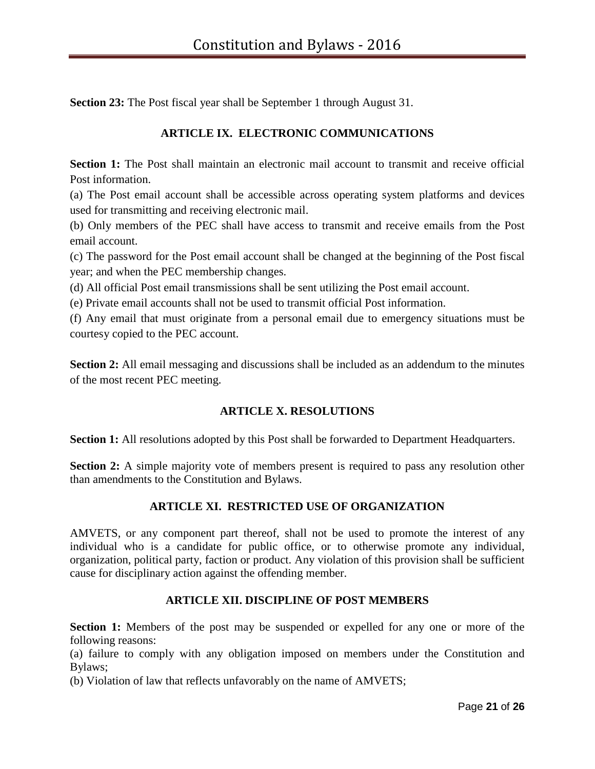**Section 23:** The Post fiscal year shall be September 1 through August 31.

## ARTICLE IX. ELECTRONIC COMMUNICATIONS

**Section 1:** The Post shall maintain an electronic mail account to transmit and receive official Post information.

(a) The Post email account shall be accessible across operating system platforms and devices used for transmitting and receiving electronic mail.

(b) Only members of the PEC shall have access to transmit and receive emails from the Post email account.

(c) The password for the Post email account shall be changed at the beginning of the Post fiscal year; and when the PEC membership changes.

(d) All official Post email transmissions shall be sent utilizing the Post email account.

(e) Private email accounts shall not be used to transmit official Post information.

(f) Any email that must originate from a personal email due to emergency situations must be courtesy copied to the PEC account.

**Section 2:** All email messaging and discussions shall be included as an addendum to the minutes of the most recent PEC meeting.

## ARTICLE X. RESOLUTIONS

**Section 1:** All resolutions adopted by this Post shall be forwarded to Department Headquarters.

**Section 2:** A simple majority vote of members present is required to pass any resolution other than amendments to the Constitution and Bylaws.

## ARTICLE XI. RESTRICTED USE OF ORGANIZATION

AMVETS, or any component part thereof, shall not be used to promote the interest of any individual who is a candidate for public office, or to otherwise promote any individual, organization, political party, faction or product. Any violation of this provision shall be sufficient cause for disciplinary action against the offending member.

## ARTICLE XII. DISCIPLINE OF POST MEMBERS

**Section 1:** Members of the post may be suspended or expelled for any one or more of the following reasons:

(a) failure to comply with any obligation imposed on members under the Constitution and Bylaws;

(b) Violation of law that reflects unfavorably on the name of AMVETS;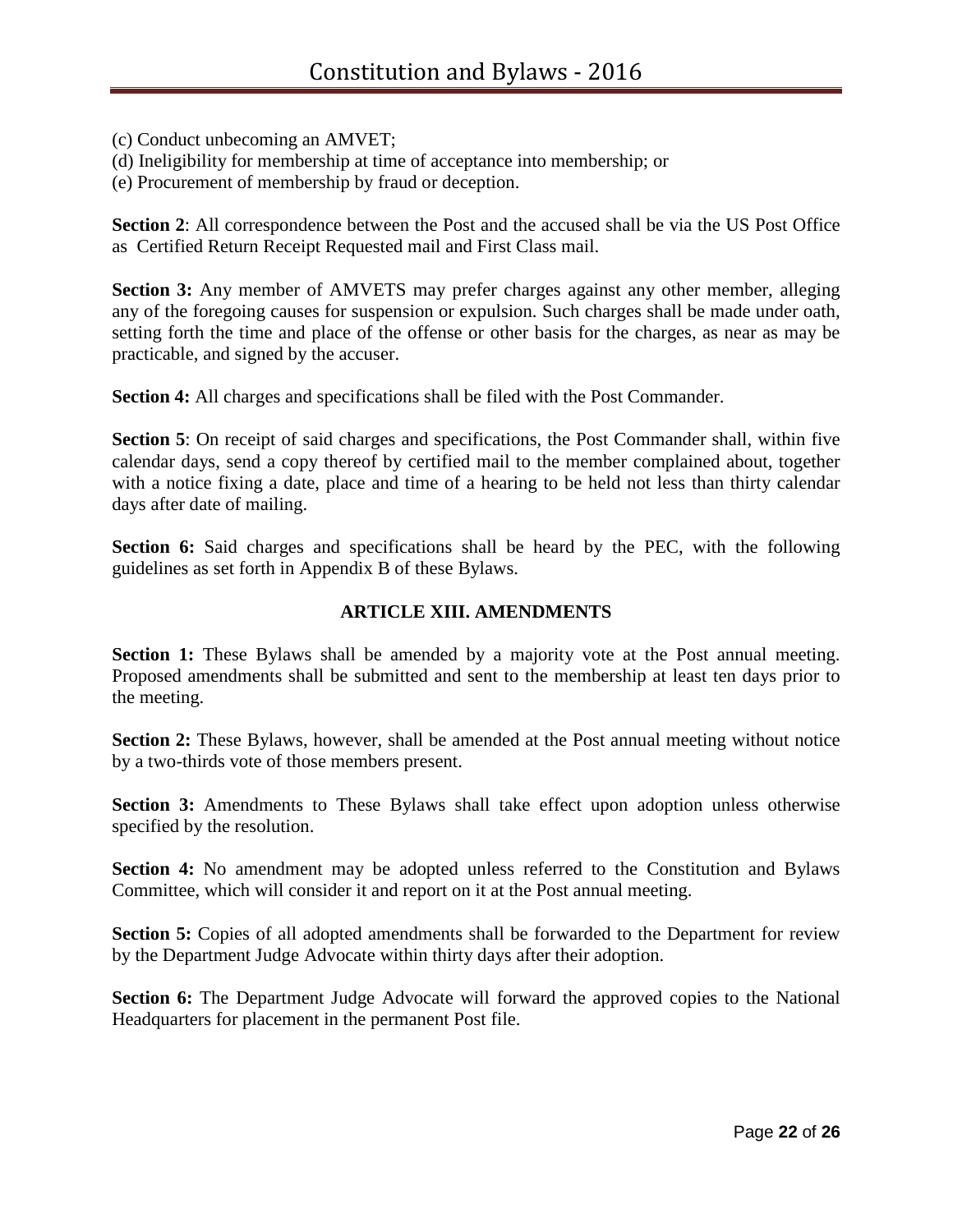(c) Conduct unbecoming an AMVET;
(d) Ineligibility for membership at time of acceptance into membership; or
(e) Procurement of membership by fraud or deception.

**Section 2**: All correspondence between the Post and the accused shall be via the US Post Office as Certified Return Receipt Requested mail and First Class mail.

**Section 3:** Any member of AMVETS may prefer charges against any other member, alleging any of the foregoing causes for suspension or expulsion. Such charges shall be made under oath, setting forth the time and place of the offense or other basis for the charges, as near as may be practicable, and signed by the accuser.

**Section 4:** All charges and specifications shall be filed with the Post Commander.

**Section 5**: On receipt of said charges and specifications, the Post Commander shall, within five calendar days, send a copy thereof by certified mail to the member complained about, together with a notice fixing a date, place and time of a hearing to be held not less than thirty calendar days after date of mailing.

**Section 6:** Said charges and specifications shall be heard by the PEC, with the following guidelines as set forth in Appendix B of these Bylaws.

## ARTICLE XIII. AMENDMENTS

**Section 1:** These Bylaws shall be amended by a majority vote at the Post annual meeting. Proposed amendments shall be submitted and sent to the membership at least ten days prior to the meeting.

**Section 2:** These Bylaws, however, shall be amended at the Post annual meeting without notice by a two-thirds vote of those members present.

**Section 3:** Amendments to These Bylaws shall take effect upon adoption unless otherwise specified by the resolution.

**Section 4:** No amendment may be adopted unless referred to the Constitution and Bylaws Committee, which will consider it and report on it at the Post annual meeting.

**Section 5:** Copies of all adopted amendments shall be forwarded to the Department for review by the Department Judge Advocate within thirty days after their adoption.

**Section 6:** The Department Judge Advocate will forward the approved copies to the National Headquarters for placement in the permanent Post file.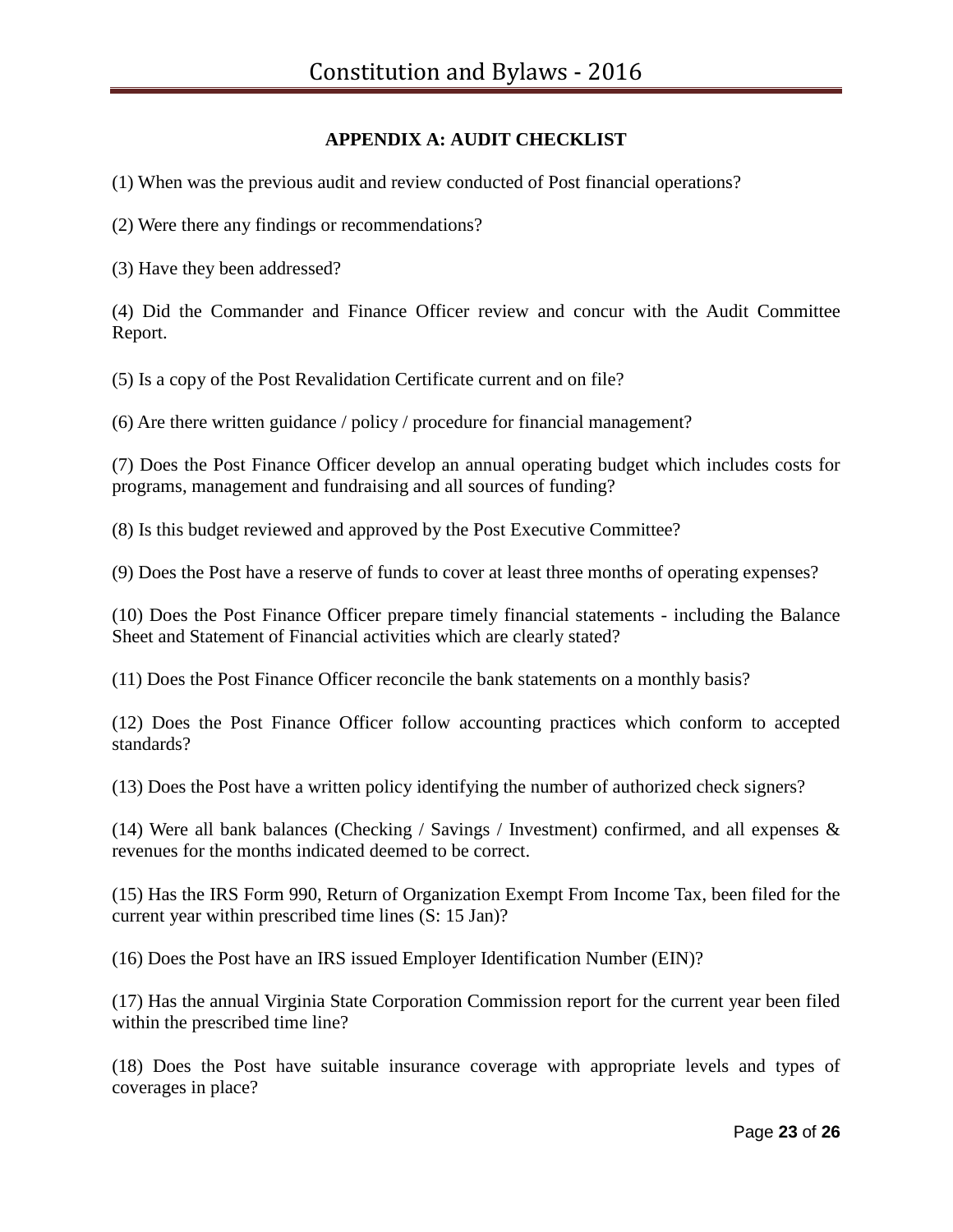## APPENDIX A: AUDIT CHECKLIST

(1) When was the previous audit and review conducted of Post financial operations?

(2) Were there any findings or recommendations?

(3) Have they been addressed?

(4) Did the Commander and Finance Officer review and concur with the Audit Committee Report.

(5) Is a copy of the Post Revalidation Certificate current and on file?

(6) Are there written guidance / policy / procedure for financial management?

(7) Does the Post Finance Officer develop an annual operating budget which includes costs for programs, management and fundraising and all sources of funding?

(8) Is this budget reviewed and approved by the Post Executive Committee?

(9) Does the Post have a reserve of funds to cover at least three months of operating expenses?

(10) Does the Post Finance Officer prepare timely financial statements - including the Balance Sheet and Statement of Financial activities which are clearly stated?

(11) Does the Post Finance Officer reconcile the bank statements on a monthly basis?

(12) Does the Post Finance Officer follow accounting practices which conform to accepted standards?

(13) Does the Post have a written policy identifying the number of authorized check signers?

(14) Were all bank balances (Checking / Savings / Investment) confirmed, and all expenses & revenues for the months indicated deemed to be correct.

(15) Has the IRS Form 990, Return of Organization Exempt From Income Tax, been filed for the current year within prescribed time lines (S: 15 Jan)?

(16) Does the Post have an IRS issued Employer Identification Number (EIN)?

(17) Has the annual Virginia State Corporation Commission report for the current year been filed within the prescribed time line?

(18) Does the Post have suitable insurance coverage with appropriate levels and types of coverages in place?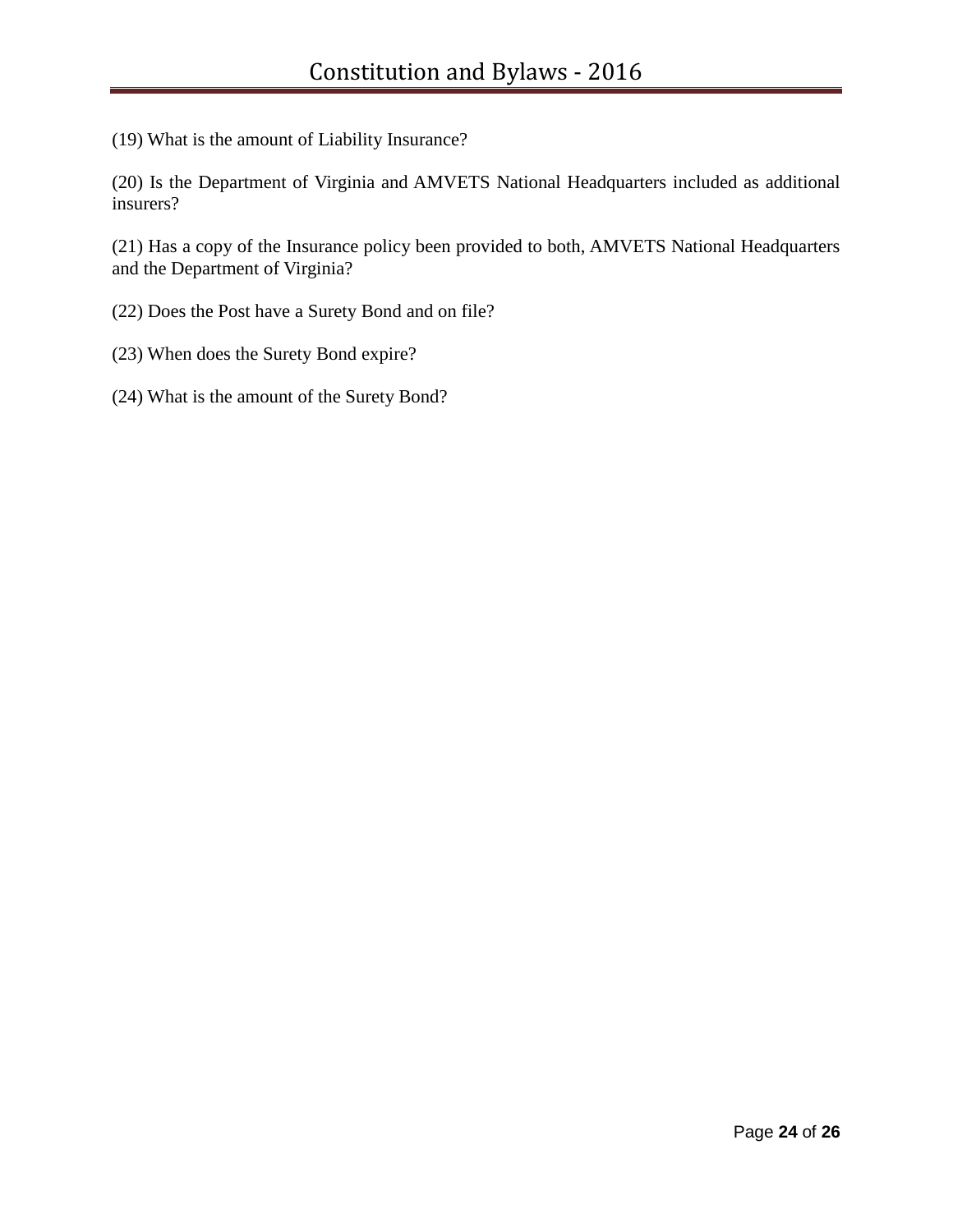(19) What is the amount of Liability Insurance?

(20) Is the Department of Virginia and AMVETS National Headquarters included as additional insurers?

(21) Has a copy of the Insurance policy been provided to both, AMVETS National Headquarters and the Department of Virginia?

(22) Does the Post have a Surety Bond and on file?

(23) When does the Surety Bond expire?

(24) What is the amount of the Surety Bond?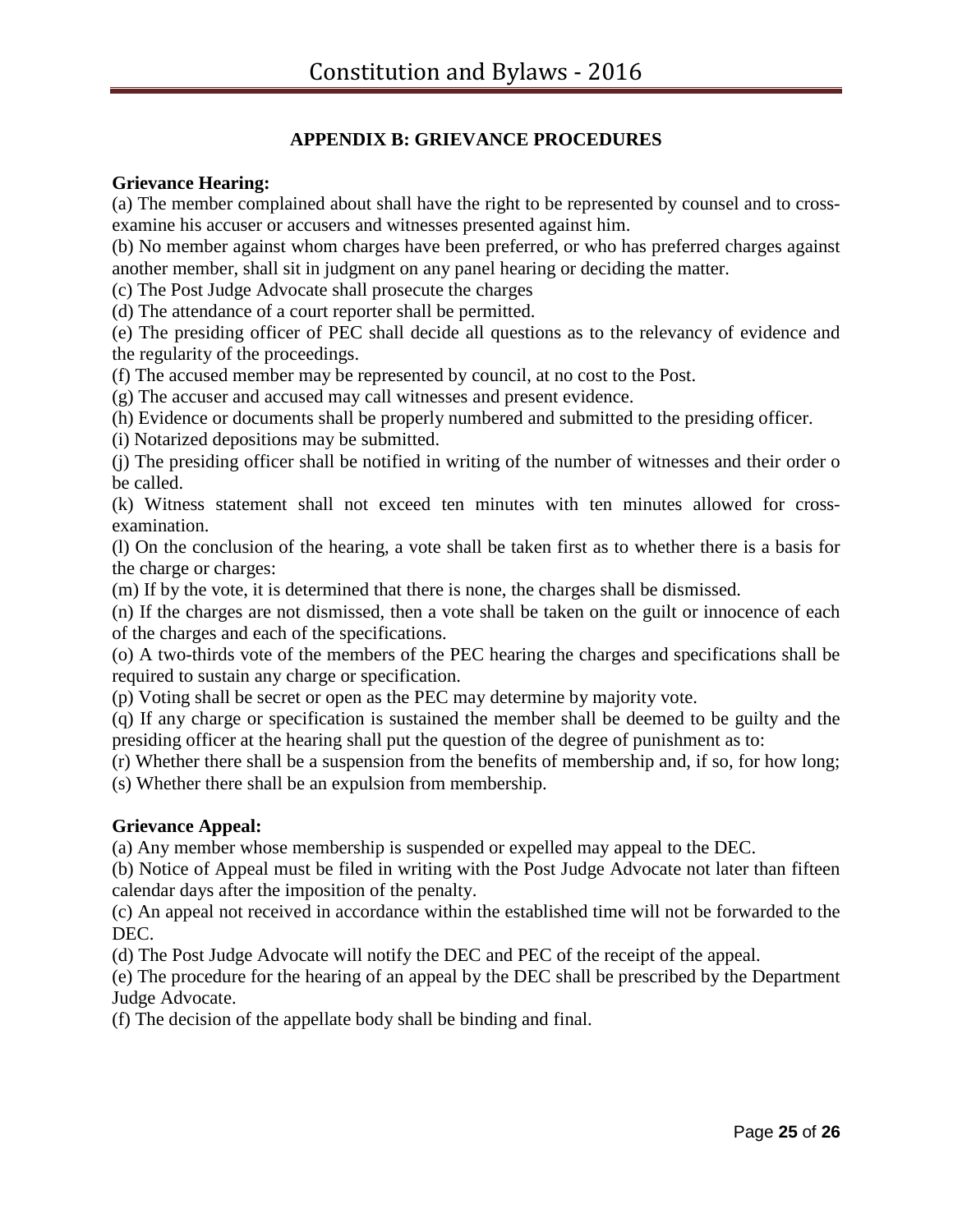## APPENDIX B: GRIEVANCE PROCEDURES

**Grievance Hearing:**

(a) The member complained about shall have the right to be represented by counsel and to cross-examine his accuser or accusers and witnesses presented against him.
(b) No member against whom charges have been preferred, or who has preferred charges against another member, shall sit in judgment on any panel hearing or deciding the matter.
(c) The Post Judge Advocate shall prosecute the charges
(d) The attendance of a court reporter shall be permitted.
(e) The presiding officer of PEC shall decide all questions as to the relevancy of evidence and the regularity of the proceedings.
(f) The accused member may be represented by council, at no cost to the Post.
(g) The accuser and accused may call witnesses and present evidence.
(h) Evidence or documents shall be properly numbered and submitted to the presiding officer.
(i) Notarized depositions may be submitted.
(j) The presiding officer shall be notified in writing of the number of witnesses and their order o be called.
(k) Witness statement shall not exceed ten minutes with ten minutes allowed for cross-examination.
(l) On the conclusion of the hearing, a vote shall be taken first as to whether there is a basis for the charge or charges:
(m) If by the vote, it is determined that there is none, the charges shall be dismissed.
(n) If the charges are not dismissed, then a vote shall be taken on the guilt or innocence of each of the charges and each of the specifications.
(o) A two-thirds vote of the members of the PEC hearing the charges and specifications shall be required to sustain any charge or specification.
(p) Voting shall be secret or open as the PEC may determine by majority vote.
(q) If any charge or specification is sustained the member shall be deemed to be guilty and the presiding officer at the hearing shall put the question of the degree of punishment as to:
(r) Whether there shall be a suspension from the benefits of membership and, if so, for how long;
(s) Whether there shall be an expulsion from membership.

**Grievance Appeal:**

(a) Any member whose membership is suspended or expelled may appeal to the DEC.
(b) Notice of Appeal must be filed in writing with the Post Judge Advocate not later than fifteen calendar days after the imposition of the penalty.
(c) An appeal not received in accordance within the established time will not be forwarded to the DEC.
(d) The Post Judge Advocate will notify the DEC and PEC of the receipt of the appeal.
(e) The procedure for the hearing of an appeal by the DEC shall be prescribed by the Department Judge Advocate.
(f) The decision of the appellate body shall be binding and final.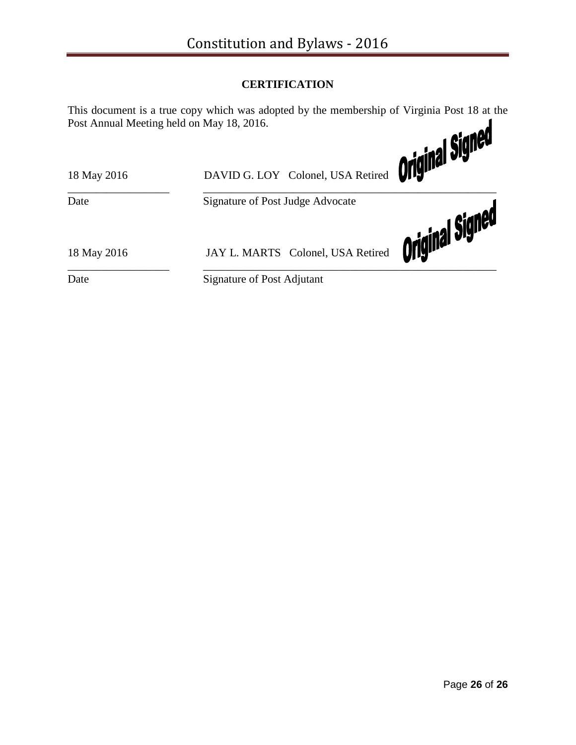**CERTIFICATION**

This document is a true copy which was adopted by the membership of Virginia Post 18 at the Post Annual Meeting held on May 18, 2016.

Original Signed

18 May 2016 DAVID G. LOY Colonel, USA Retired

___________________ ____________________________________________________

Date Signature of Post Judge Advocate

Original Signed

18 May 2016 JAY L. MARTS Colonel, USA Retired

___________________ ____________________________________________________

Date Signature of Post Adjutant